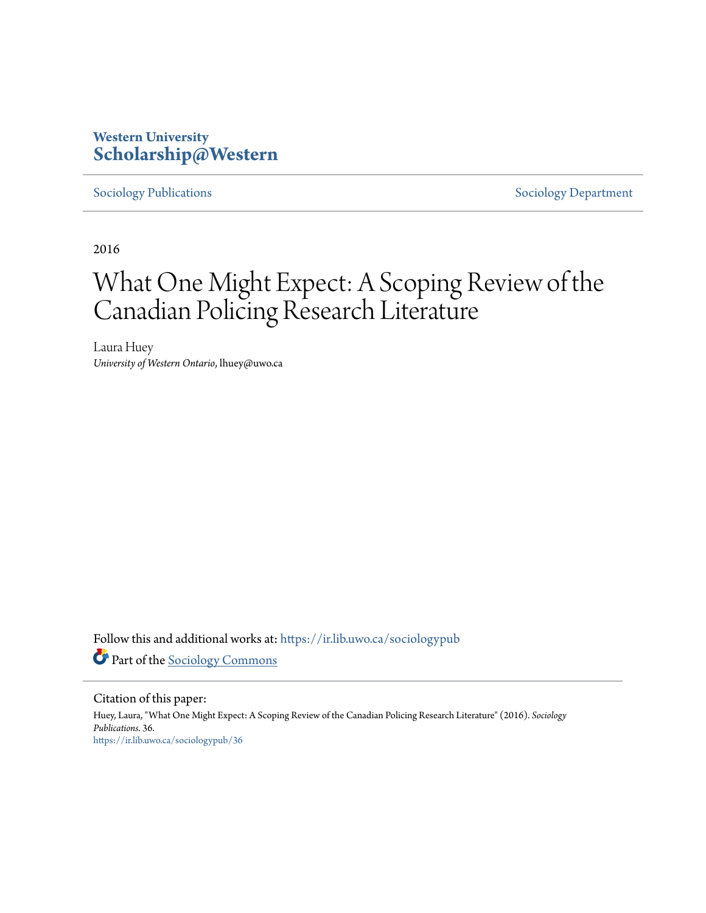Western University
**Scholarship@Western**

Sociology Publications | Sociology Department

2016

# What One Might Expect: A Scoping Review of the Canadian Policing Research Literature

Laura Huey
*University of Western Ontario*, lhuey@uwo.ca

Follow this and additional works at: https://ir.lib.uwo.ca/sociologypub

Part of the Sociology Commons

Citation of this paper:

Huey, Laura, "What One Might Expect: A Scoping Review of the Canadian Policing Research Literature" (2016). *Sociology Publications*. 36.
https://ir.lib.uwo.ca/sociologypub/36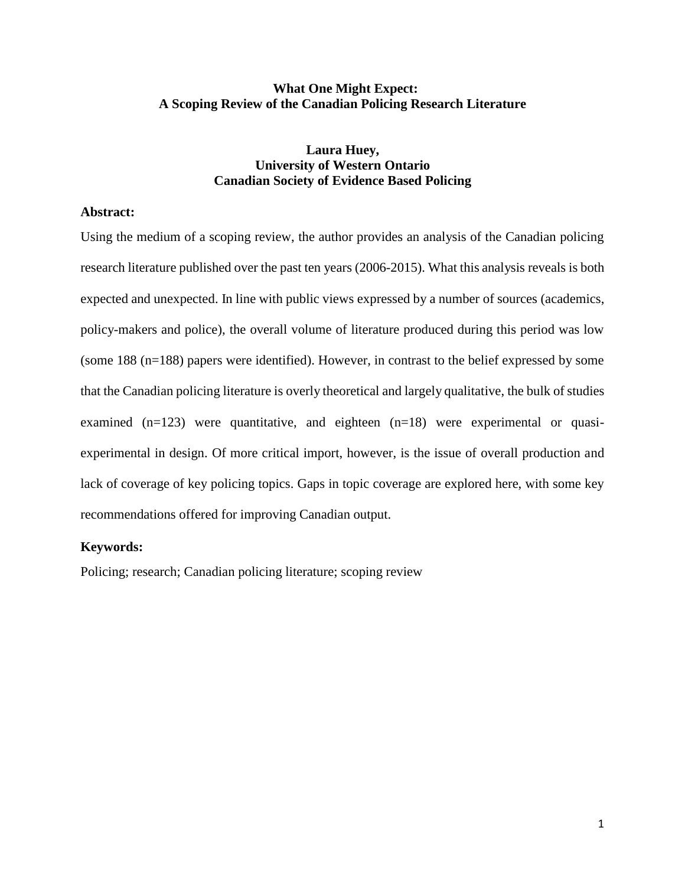**What One Might Expect:**
**A Scoping Review of the Canadian Policing Research Literature**

**Laura Huey,**
**University of Western Ontario**
**Canadian Society of Evidence Based Policing**

**Abstract:**

Using the medium of a scoping review, the author provides an analysis of the Canadian policing research literature published over the past ten years (2006-2015). What this analysis reveals is both expected and unexpected. In line with public views expressed by a number of sources (academics, policy-makers and police), the overall volume of literature produced during this period was low (some 188 (n=188) papers were identified). However, in contrast to the belief expressed by some that the Canadian policing literature is overly theoretical and largely qualitative, the bulk of studies examined (n=123) were quantitative, and eighteen (n=18) were experimental or quasi-experimental in design. Of more critical import, however, is the issue of overall production and lack of coverage of key policing topics. Gaps in topic coverage are explored here, with some key recommendations offered for improving Canadian output.

**Keywords:**

Policing; research; Canadian policing literature; scoping review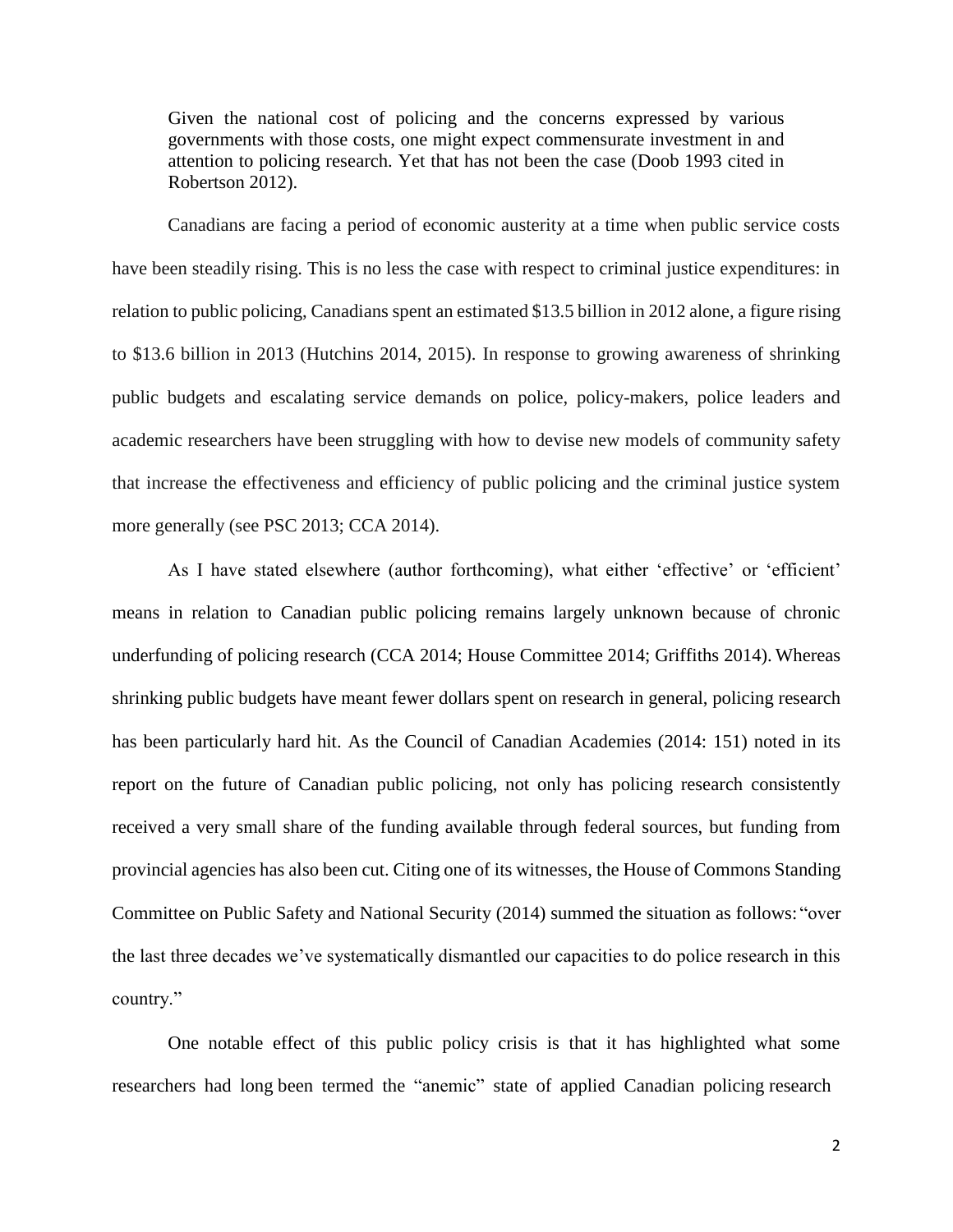> Given the national cost of policing and the concerns expressed by various governments with those costs, one might expect commensurate investment in and attention to policing research. Yet that has not been the case (Doob 1993 cited in Robertson 2012).

Canadians are facing a period of economic austerity at a time when public service costs have been steadily rising. This is no less the case with respect to criminal justice expenditures: in relation to public policing, Canadians spent an estimated $13.5 billion in 2012 alone, a figure rising to $13.6 billion in 2013 (Hutchins 2014, 2015). In response to growing awareness of shrinking public budgets and escalating service demands on police, policy-makers, police leaders and academic researchers have been struggling with how to devise new models of community safety that increase the effectiveness and efficiency of public policing and the criminal justice system more generally (see PSC 2013; CCA 2014).

As I have stated elsewhere (author forthcoming), what either 'effective' or 'efficient' means in relation to Canadian public policing remains largely unknown because of chronic underfunding of policing research (CCA 2014; House Committee 2014; Griffiths 2014). Whereas shrinking public budgets have meant fewer dollars spent on research in general, policing research has been particularly hard hit. As the Council of Canadian Academies (2014: 151) noted in its report on the future of Canadian public policing, not only has policing research consistently received a very small share of the funding available through federal sources, but funding from provincial agencies has also been cut. Citing one of its witnesses, the House of Commons Standing Committee on Public Safety and National Security (2014) summed the situation as follows: "over the last three decades we've systematically dismantled our capacities to do police research in this country."

One notable effect of this public policy crisis is that it has highlighted what some researchers had long been termed the "anemic" state of applied Canadian policing research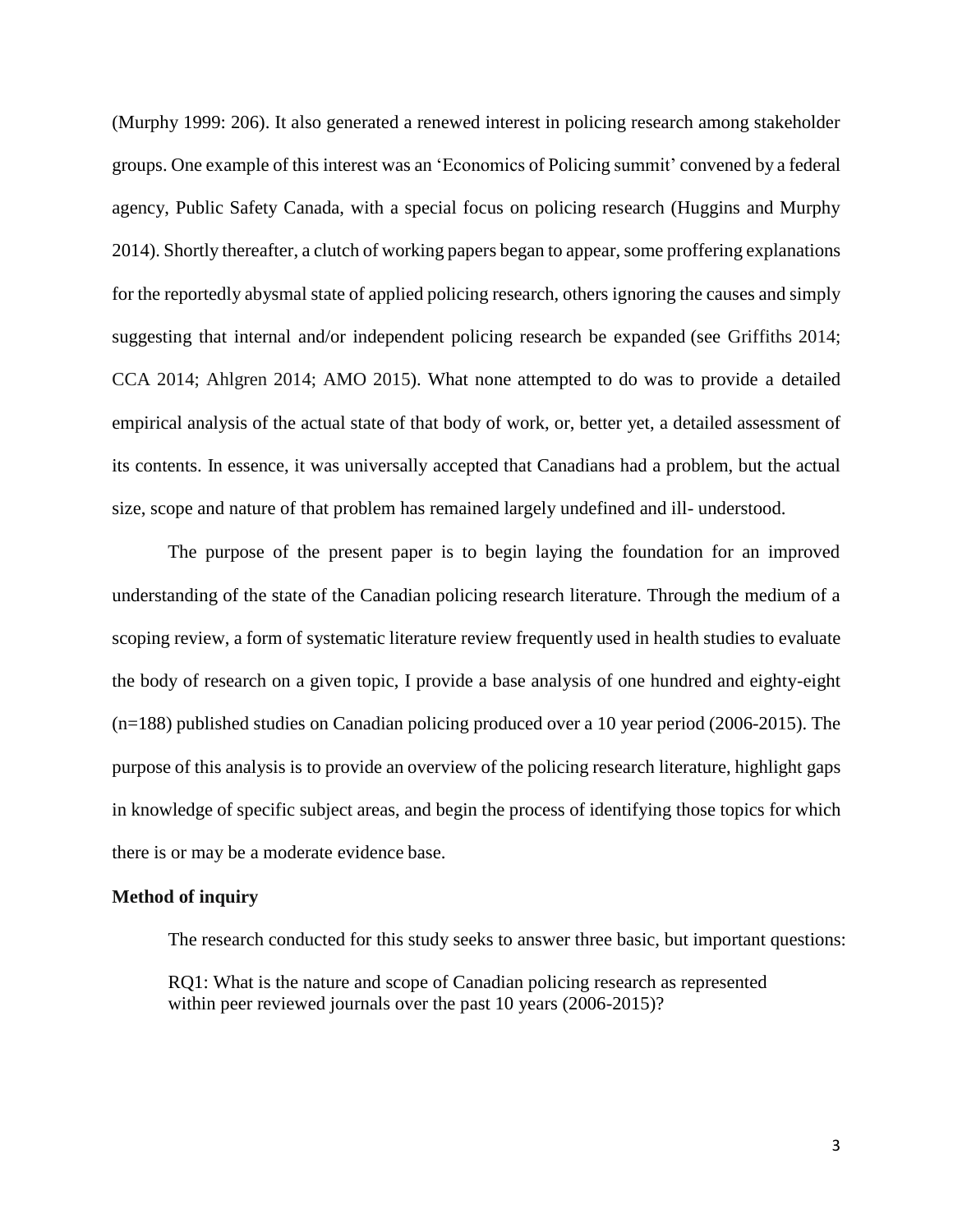(Murphy 1999: 206). It also generated a renewed interest in policing research among stakeholder groups. One example of this interest was an 'Economics of Policing summit' convened by a federal agency, Public Safety Canada, with a special focus on policing research (Huggins and Murphy 2014). Shortly thereafter, a clutch of working papers began to appear, some proffering explanations for the reportedly abysmal state of applied policing research, others ignoring the causes and simply suggesting that internal and/or independent policing research be expanded (see Griffiths 2014; CCA 2014; Ahlgren 2014; AMO 2015). What none attempted to do was to provide a detailed empirical analysis of the actual state of that body of work, or, better yet, a detailed assessment of its contents. In essence, it was universally accepted that Canadians had a problem, but the actual size, scope and nature of that problem has remained largely undefined and ill- understood.

The purpose of the present paper is to begin laying the foundation for an improved understanding of the state of the Canadian policing research literature. Through the medium of a scoping review, a form of systematic literature review frequently used in health studies to evaluate the body of research on a given topic, I provide a base analysis of one hundred and eighty-eight (n=188) published studies on Canadian policing produced over a 10 year period (2006-2015). The purpose of this analysis is to provide an overview of the policing research literature, highlight gaps in knowledge of specific subject areas, and begin the process of identifying those topics for which there is or may be a moderate evidence base.

**Method of inquiry**

The research conducted for this study seeks to answer three basic, but important questions:

RQ1: What is the nature and scope of Canadian policing research as represented within peer reviewed journals over the past 10 years (2006-2015)?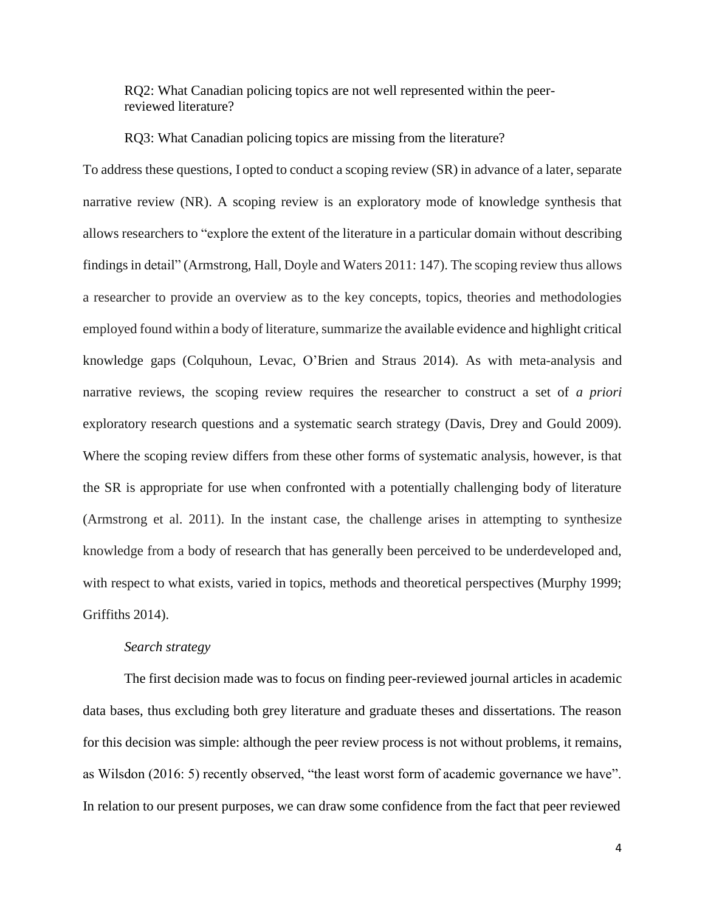RQ2: What Canadian policing topics are not well represented within the peer-reviewed literature?

RQ3: What Canadian policing topics are missing from the literature?

To address these questions, I opted to conduct a scoping review (SR) in advance of a later, separate narrative review (NR). A scoping review is an exploratory mode of knowledge synthesis that allows researchers to "explore the extent of the literature in a particular domain without describing findings in detail" (Armstrong, Hall, Doyle and Waters 2011: 147). The scoping review thus allows a researcher to provide an overview as to the key concepts, topics, theories and methodologies employed found within a body of literature, summarize the available evidence and highlight critical knowledge gaps (Colquhoun, Levac, O'Brien and Straus 2014). As with meta-analysis and narrative reviews, the scoping review requires the researcher to construct a set of *a priori* exploratory research questions and a systematic search strategy (Davis, Drey and Gould 2009). Where the scoping review differs from these other forms of systematic analysis, however, is that the SR is appropriate for use when confronted with a potentially challenging body of literature (Armstrong et al. 2011). In the instant case, the challenge arises in attempting to synthesize knowledge from a body of research that has generally been perceived to be underdeveloped and, with respect to what exists, varied in topics, methods and theoretical perspectives (Murphy 1999; Griffiths 2014).

*Search strategy*

The first decision made was to focus on finding peer-reviewed journal articles in academic data bases, thus excluding both grey literature and graduate theses and dissertations. The reason for this decision was simple: although the peer review process is not without problems, it remains, as Wilsdon (2016: 5) recently observed, "the least worst form of academic governance we have". In relation to our present purposes, we can draw some confidence from the fact that peer reviewed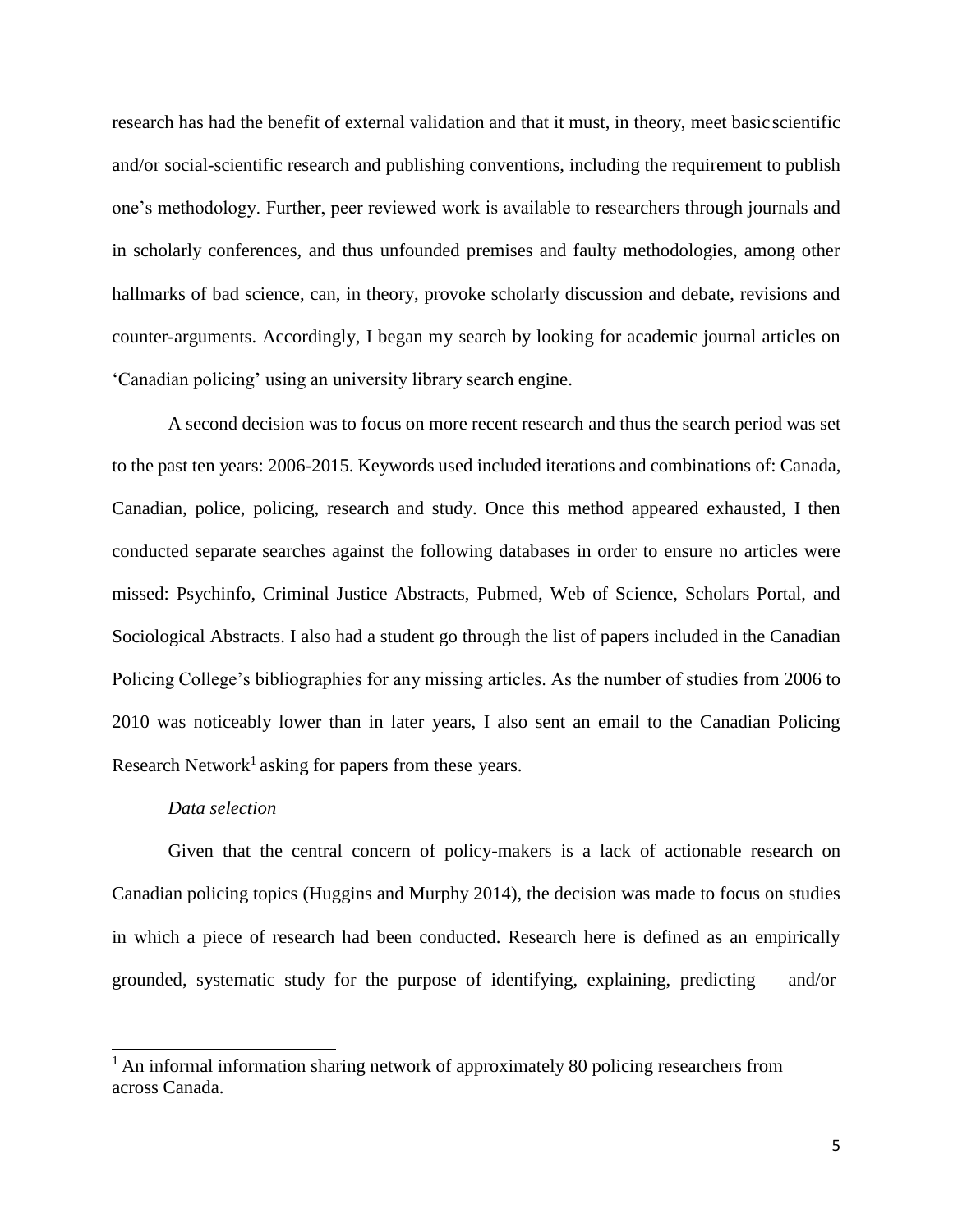research has had the benefit of external validation and that it must, in theory, meet basic scientific and/or social-scientific research and publishing conventions, including the requirement to publish one's methodology. Further, peer reviewed work is available to researchers through journals and in scholarly conferences, and thus unfounded premises and faulty methodologies, among other hallmarks of bad science, can, in theory, provoke scholarly discussion and debate, revisions and counter-arguments. Accordingly, I began my search by looking for academic journal articles on 'Canadian policing' using an university library search engine.

A second decision was to focus on more recent research and thus the search period was set to the past ten years: 2006-2015. Keywords used included iterations and combinations of: Canada, Canadian, police, policing, research and study. Once this method appeared exhausted, I then conducted separate searches against the following databases in order to ensure no articles were missed: Psychinfo, Criminal Justice Abstracts, Pubmed, Web of Science, Scholars Portal, and Sociological Abstracts. I also had a student go through the list of papers included in the Canadian Policing College's bibliographies for any missing articles. As the number of studies from 2006 to 2010 was noticeably lower than in later years, I also sent an email to the Canadian Policing Research Network[1] asking for papers from these years.

*Data selection*

Given that the central concern of policy-makers is a lack of actionable research on Canadian policing topics (Huggins and Murphy 2014), the decision was made to focus on studies in which a piece of research had been conducted. Research here is defined as an empirically grounded, systematic study for the purpose of identifying, explaining, predicting and/or

[1] An informal information sharing network of approximately 80 policing researchers from across Canada.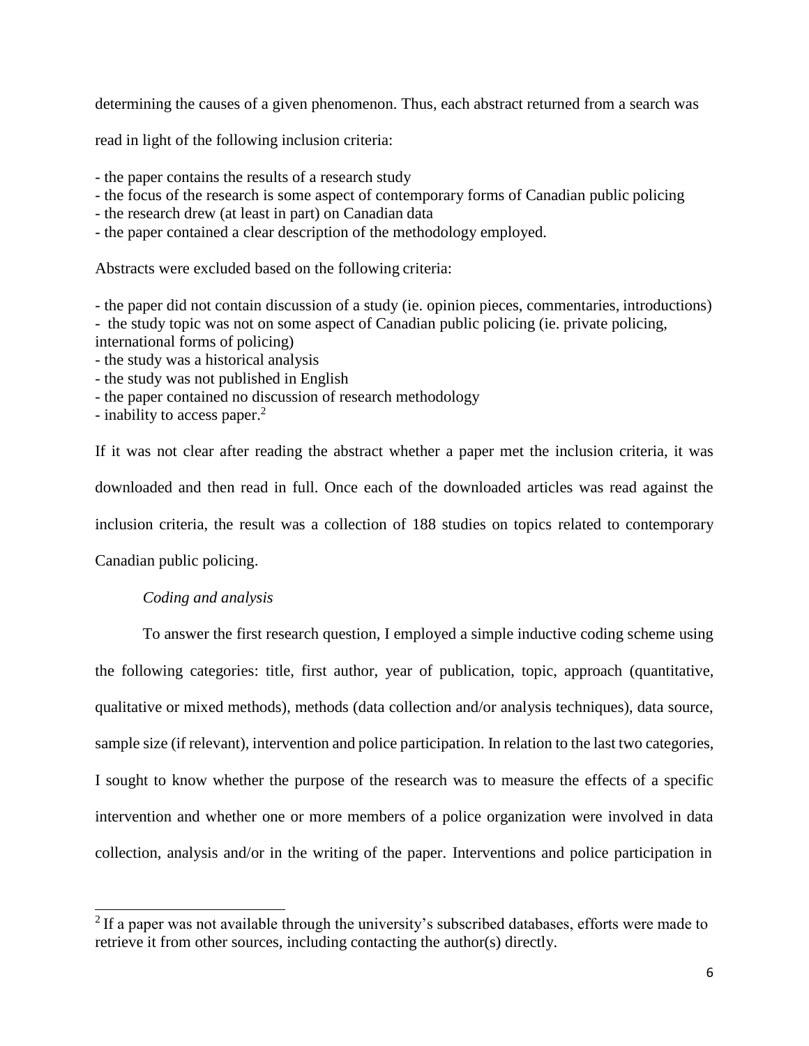determining the causes of a given phenomenon. Thus, each abstract returned from a search was read in light of the following inclusion criteria:

- the paper contains the results of a research study
- the focus of the research is some aspect of contemporary forms of Canadian public policing
- the research drew (at least in part) on Canadian data
- the paper contained a clear description of the methodology employed.

Abstracts were excluded based on the following criteria:

- the paper did not contain discussion of a study (ie. opinion pieces, commentaries, introductions)
- the study topic was not on some aspect of Canadian public policing (ie. private policing, international forms of policing)
- the study was a historical analysis
- the study was not published in English
- the paper contained no discussion of research methodology
- inability to access paper.[2]

If it was not clear after reading the abstract whether a paper met the inclusion criteria, it was downloaded and then read in full. Once each of the downloaded articles was read against the inclusion criteria, the result was a collection of 188 studies on topics related to contemporary Canadian public policing.

*Coding and analysis*

To answer the first research question, I employed a simple inductive coding scheme using the following categories: title, first author, year of publication, topic, approach (quantitative, qualitative or mixed methods), methods (data collection and/or analysis techniques), data source, sample size (if relevant), intervention and police participation. In relation to the last two categories, I sought to know whether the purpose of the research was to measure the effects of a specific intervention and whether one or more members of a police organization were involved in data collection, analysis and/or in the writing of the paper. Interventions and police participation in

[2] If a paper was not available through the university's subscribed databases, efforts were made to retrieve it from other sources, including contacting the author(s) directly.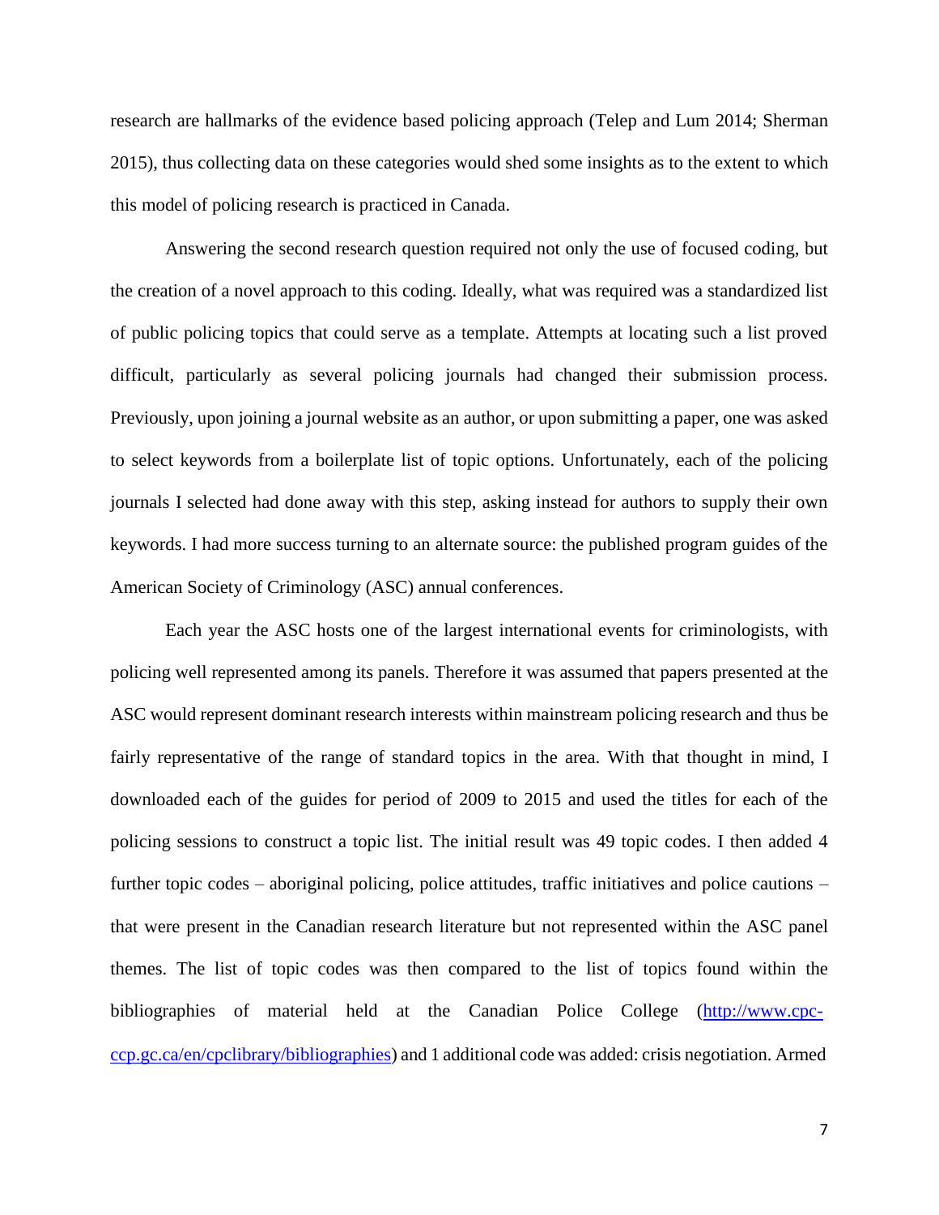research are hallmarks of the evidence based policing approach (Telep and Lum 2014; Sherman 2015), thus collecting data on these categories would shed some insights as to the extent to which this model of policing research is practiced in Canada.

Answering the second research question required not only the use of focused coding, but the creation of a novel approach to this coding. Ideally, what was required was a standardized list of public policing topics that could serve as a template. Attempts at locating such a list proved difficult, particularly as several policing journals had changed their submission process. Previously, upon joining a journal website as an author, or upon submitting a paper, one was asked to select keywords from a boilerplate list of topic options. Unfortunately, each of the policing journals I selected had done away with this step, asking instead for authors to supply their own keywords. I had more success turning to an alternate source: the published program guides of the American Society of Criminology (ASC) annual conferences.

Each year the ASC hosts one of the largest international events for criminologists, with policing well represented among its panels. Therefore it was assumed that papers presented at the ASC would represent dominant research interests within mainstream policing research and thus be fairly representative of the range of standard topics in the area. With that thought in mind, I downloaded each of the guides for period of 2009 to 2015 and used the titles for each of the policing sessions to construct a topic list. The initial result was 49 topic codes. I then added 4 further topic codes – aboriginal policing, police attitudes, traffic initiatives and police cautions – that were present in the Canadian research literature but not represented within the ASC panel themes. The list of topic codes was then compared to the list of topics found within the bibliographies of material held at the Canadian Police College (http://www.cpc-ccp.gc.ca/en/cpclibrary/bibliographies) and 1 additional code was added: crisis negotiation. Armed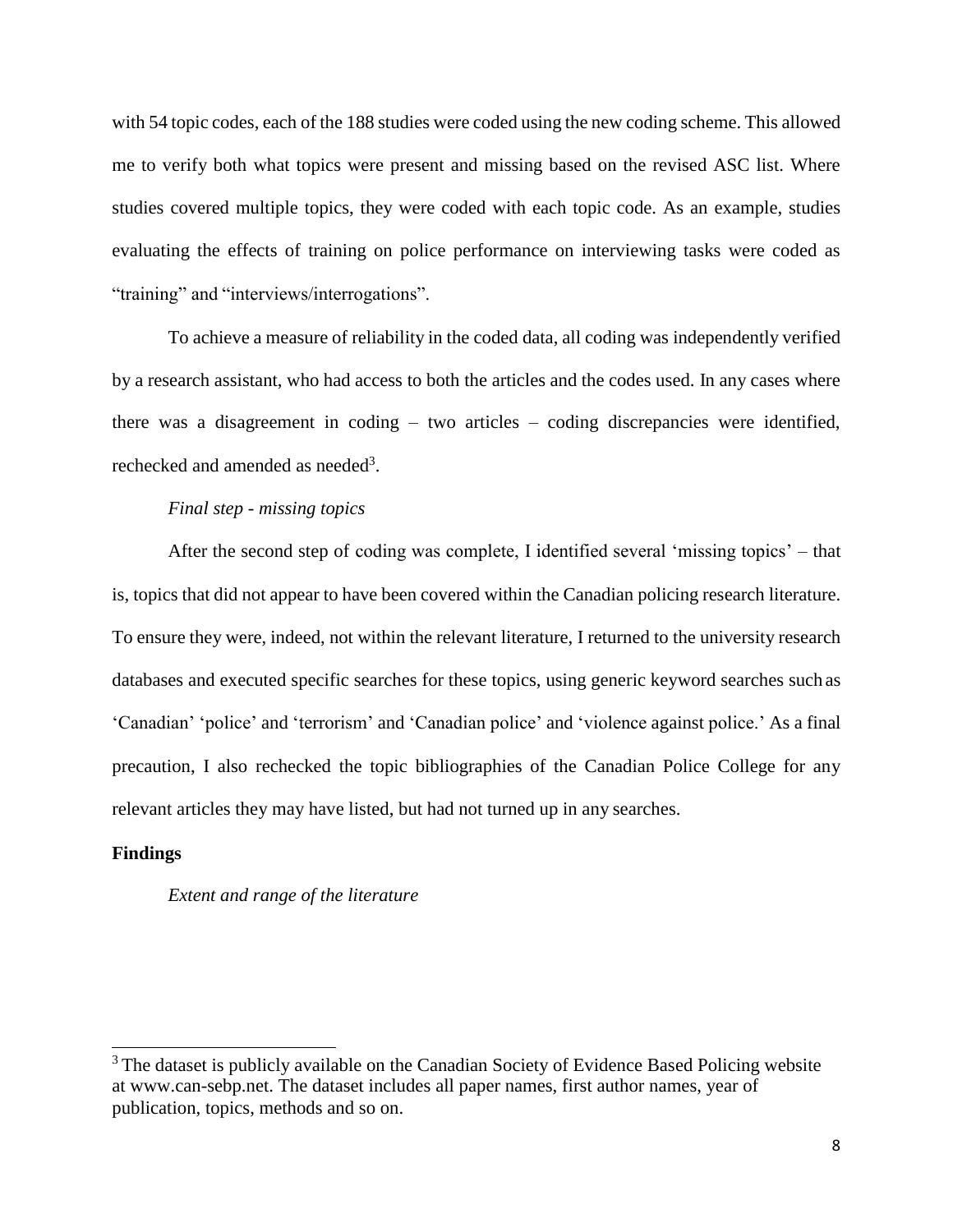with 54 topic codes, each of the 188 studies were coded using the new coding scheme. This allowed me to verify both what topics were present and missing based on the revised ASC list. Where studies covered multiple topics, they were coded with each topic code. As an example, studies evaluating the effects of training on police performance on interviewing tasks were coded as "training" and "interviews/interrogations".

To achieve a measure of reliability in the coded data, all coding was independently verified by a research assistant, who had access to both the articles and the codes used. In any cases where there was a disagreement in coding – two articles – coding discrepancies were identified, rechecked and amended as needed[3].

*Final step - missing topics*

After the second step of coding was complete, I identified several 'missing topics' – that is, topics that did not appear to have been covered within the Canadian policing research literature. To ensure they were, indeed, not within the relevant literature, I returned to the university research databases and executed specific searches for these topics, using generic keyword searches such as 'Canadian' 'police' and 'terrorism' and 'Canadian police' and 'violence against police.' As a final precaution, I also rechecked the topic bibliographies of the Canadian Police College for any relevant articles they may have listed, but had not turned up in any searches.

**Findings**

*Extent and range of the literature*

[3] The dataset is publicly available on the Canadian Society of Evidence Based Policing website at www.can-sebp.net. The dataset includes all paper names, first author names, year of publication, topics, methods and so on.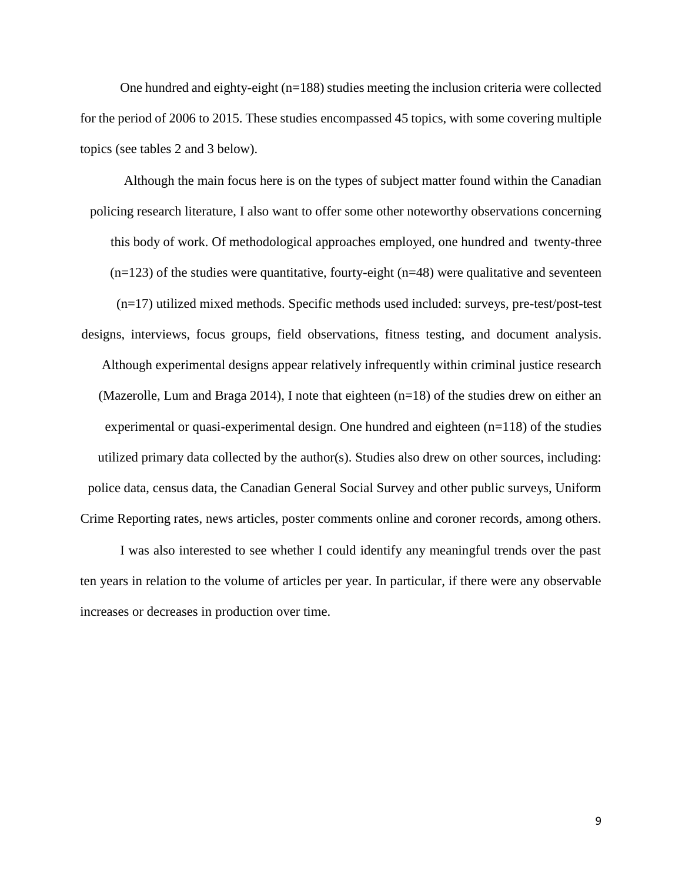One hundred and eighty-eight (n=188) studies meeting the inclusion criteria were collected for the period of 2006 to 2015. These studies encompassed 45 topics, with some covering multiple topics (see tables 2 and 3 below).

Although the main focus here is on the types of subject matter found within the Canadian policing research literature, I also want to offer some other noteworthy observations concerning this body of work. Of methodological approaches employed, one hundred and twenty-three (n=123) of the studies were quantitative, fourty-eight (n=48) were qualitative and seventeen (n=17) utilized mixed methods. Specific methods used included: surveys, pre-test/post-test designs, interviews, focus groups, field observations, fitness testing, and document analysis. Although experimental designs appear relatively infrequently within criminal justice research (Mazerolle, Lum and Braga 2014), I note that eighteen (n=18) of the studies drew on either an experimental or quasi-experimental design. One hundred and eighteen (n=118) of the studies utilized primary data collected by the author(s). Studies also drew on other sources, including: police data, census data, the Canadian General Social Survey and other public surveys, Uniform Crime Reporting rates, news articles, poster comments online and coroner records, among others.

I was also interested to see whether I could identify any meaningful trends over the past ten years in relation to the volume of articles per year. In particular, if there were any observable increases or decreases in production over time.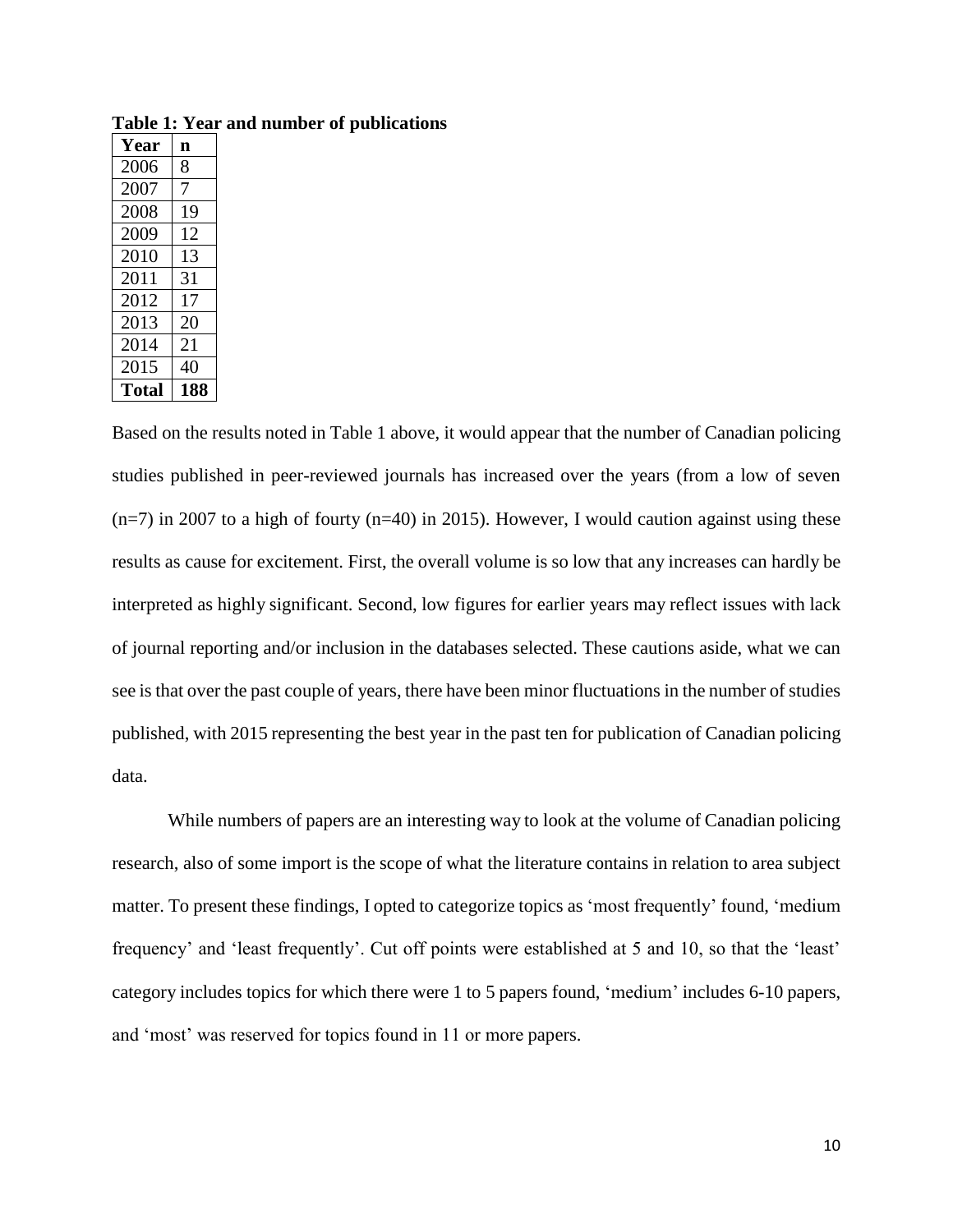**Table 1: Year and number of publications**

| Year | n |
|---|---|
| 2006 | 8 |
| 2007 | 7 |
| 2008 | 19 |
| 2009 | 12 |
| 2010 | 13 |
| 2011 | 31 |
| 2012 | 17 |
| 2013 | 20 |
| 2014 | 21 |
| 2015 | 40 |
| **Total** | **188** |

Based on the results noted in Table 1 above, it would appear that the number of Canadian policing studies published in peer-reviewed journals has increased over the years (from a low of seven (n=7) in 2007 to a high of fourty (n=40) in 2015). However, I would caution against using these results as cause for excitement. First, the overall volume is so low that any increases can hardly be interpreted as highly significant. Second, low figures for earlier years may reflect issues with lack of journal reporting and/or inclusion in the databases selected. These cautions aside, what we can see is that over the past couple of years, there have been minor fluctuations in the number of studies published, with 2015 representing the best year in the past ten for publication of Canadian policing data.

While numbers of papers are an interesting way to look at the volume of Canadian policing research, also of some import is the scope of what the literature contains in relation to area subject matter. To present these findings, I opted to categorize topics as 'most frequently' found, 'medium frequency' and 'least frequently'. Cut off points were established at 5 and 10, so that the 'least' category includes topics for which there were 1 to 5 papers found, 'medium' includes 6-10 papers, and 'most' was reserved for topics found in 11 or more papers.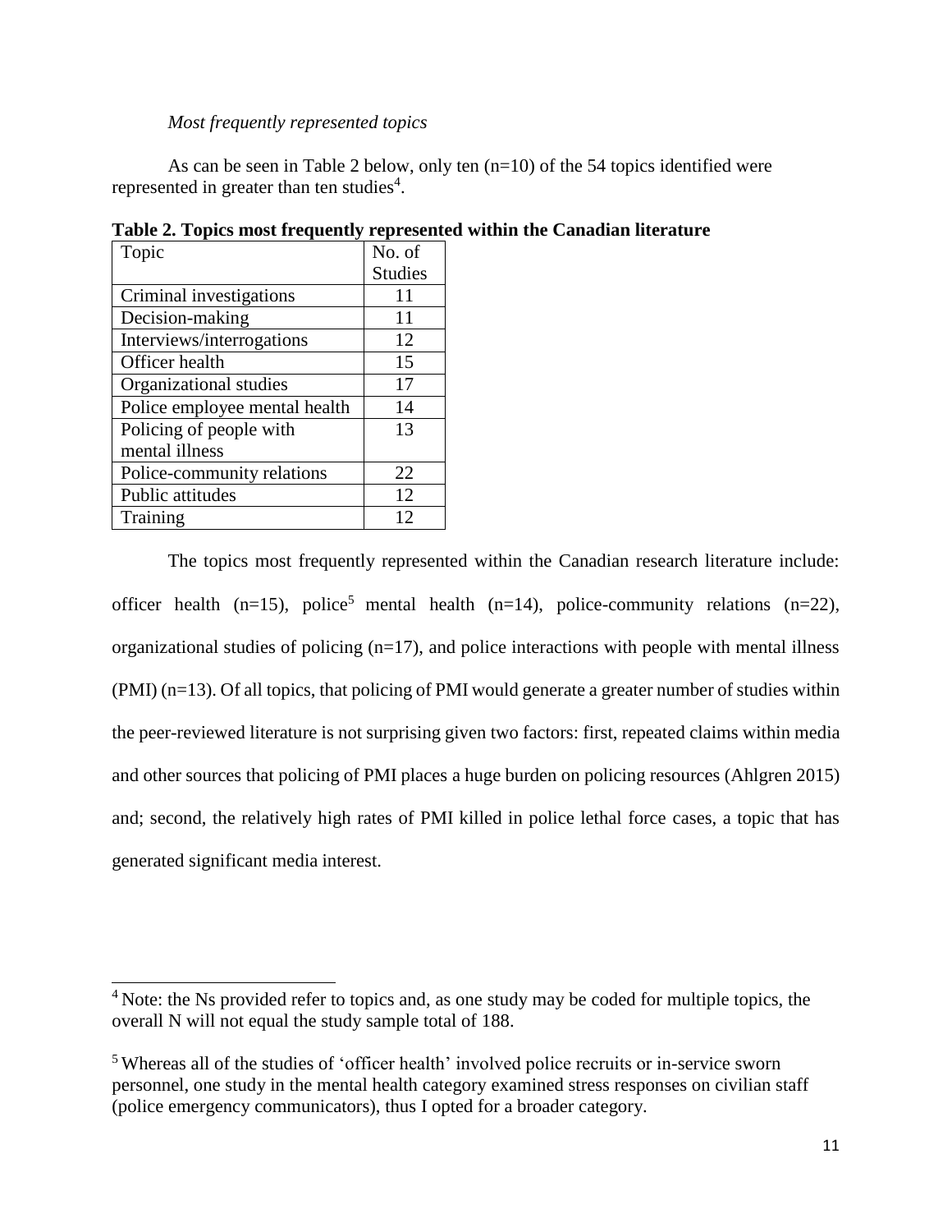*Most frequently represented topics*

As can be seen in Table 2 below, only ten (n=10) of the 54 topics identified were represented in greater than ten studies[4].

**Table 2. Topics most frequently represented within the Canadian literature**

| Topic | No. of Studies |
|---|---|
| Criminal investigations | 11 |
| Decision-making | 11 |
| Interviews/interrogations | 12 |
| Officer health | 15 |
| Organizational studies | 17 |
| Police employee mental health | 14 |
| Policing of people with mental illness | 13 |
| Police-community relations | 22 |
| Public attitudes | 12 |
| Training | 12 |

The topics most frequently represented within the Canadian research literature include: officer health (n=15), police[5] mental health (n=14), police-community relations (n=22), organizational studies of policing (n=17), and police interactions with people with mental illness (PMI) (n=13). Of all topics, that policing of PMI would generate a greater number of studies within the peer-reviewed literature is not surprising given two factors: first, repeated claims within media and other sources that policing of PMI places a huge burden on policing resources (Ahlgren 2015) and; second, the relatively high rates of PMI killed in police lethal force cases, a topic that has generated significant media interest.

---

[4] Note: the Ns provided refer to topics and, as one study may be coded for multiple topics, the overall N will not equal the study sample total of 188.

[5] Whereas all of the studies of 'officer health' involved police recruits or in-service sworn personnel, one study in the mental health category examined stress responses on civilian staff (police emergency communicators), thus I opted for a broader category.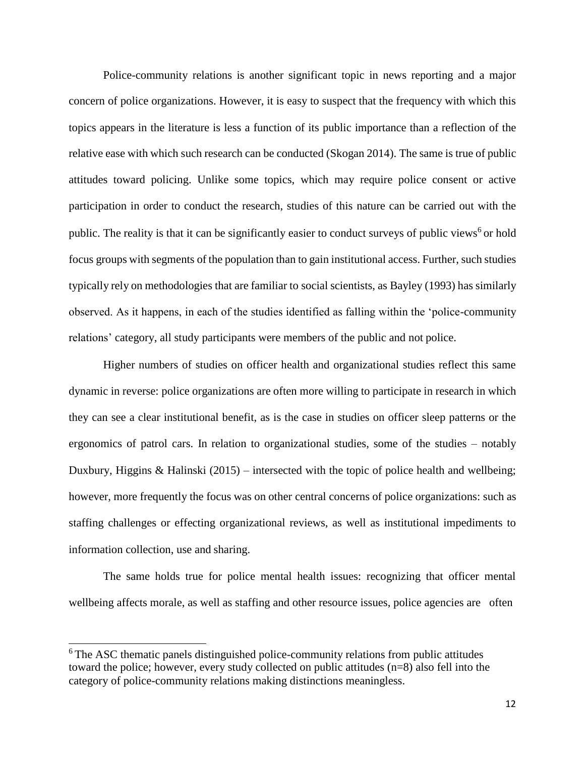Police-community relations is another significant topic in news reporting and a major concern of police organizations. However, it is easy to suspect that the frequency with which this topics appears in the literature is less a function of its public importance than a reflection of the relative ease with which such research can be conducted (Skogan 2014). The same is true of public attitudes toward policing. Unlike some topics, which may require police consent or active participation in order to conduct the research, studies of this nature can be carried out with the public. The reality is that it can be significantly easier to conduct surveys of public views[6] or hold focus groups with segments of the population than to gain institutional access. Further, such studies typically rely on methodologies that are familiar to social scientists, as Bayley (1993) has similarly observed. As it happens, in each of the studies identified as falling within the 'police-community relations' category, all study participants were members of the public and not police.

Higher numbers of studies on officer health and organizational studies reflect this same dynamic in reverse: police organizations are often more willing to participate in research in which they can see a clear institutional benefit, as is the case in studies on officer sleep patterns or the ergonomics of patrol cars. In relation to organizational studies, some of the studies – notably Duxbury, Higgins & Halinski (2015) – intersected with the topic of police health and wellbeing; however, more frequently the focus was on other central concerns of police organizations: such as staffing challenges or effecting organizational reviews, as well as institutional impediments to information collection, use and sharing.

The same holds true for police mental health issues: recognizing that officer mental wellbeing affects morale, as well as staffing and other resource issues, police agencies are often

[6] The ASC thematic panels distinguished police-community relations from public attitudes toward the police; however, every study collected on public attitudes (n=8) also fell into the category of police-community relations making distinctions meaningless.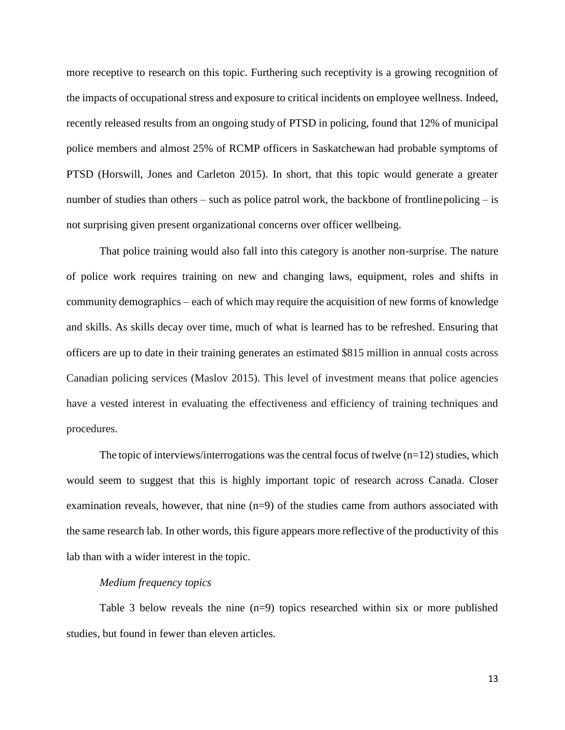more receptive to research on this topic. Furthering such receptivity is a growing recognition of the impacts of occupational stress and exposure to critical incidents on employee wellness. Indeed, recently released results from an ongoing study of PTSD in policing, found that 12% of municipal police members and almost 25% of RCMP officers in Saskatchewan had probable symptoms of PTSD (Horswill, Jones and Carleton 2015). In short, that this topic would generate a greater number of studies than others – such as police patrol work, the backbone of frontline policing – is not surprising given present organizational concerns over officer wellbeing.

That police training would also fall into this category is another non-surprise. The nature of police work requires training on new and changing laws, equipment, roles and shifts in community demographics – each of which may require the acquisition of new forms of knowledge and skills. As skills decay over time, much of what is learned has to be refreshed. Ensuring that officers are up to date in their training generates an estimated $815 million in annual costs across Canadian policing services (Maslov 2015). This level of investment means that police agencies have a vested interest in evaluating the effectiveness and efficiency of training techniques and procedures.

The topic of interviews/interrogations was the central focus of twelve (n=12) studies, which would seem to suggest that this is highly important topic of research across Canada. Closer examination reveals, however, that nine (n=9) of the studies came from authors associated with the same research lab. In other words, this figure appears more reflective of the productivity of this lab than with a wider interest in the topic.

### *Medium frequency topics*

Table 3 below reveals the nine (n=9) topics researched within six or more published studies, but found in fewer than eleven articles.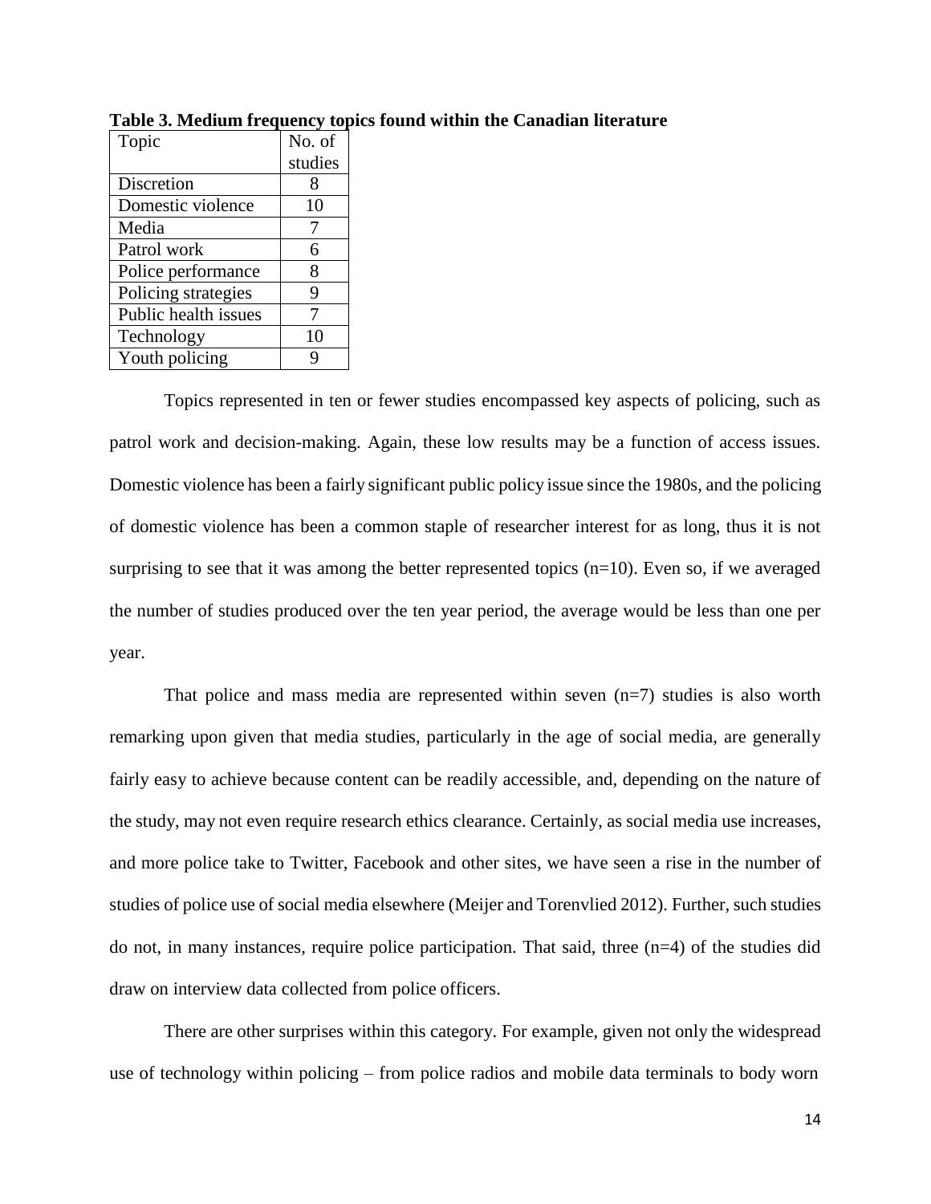**Table 3. Medium frequency topics found within the Canadian literature**

| Topic | No. of studies |
|---|---|
| Discretion | 8 |
| Domestic violence | 10 |
| Media | 7 |
| Patrol work | 6 |
| Police performance | 8 |
| Policing strategies | 9 |
| Public health issues | 7 |
| Technology | 10 |
| Youth policing | 9 |

Topics represented in ten or fewer studies encompassed key aspects of policing, such as patrol work and decision-making. Again, these low results may be a function of access issues. Domestic violence has been a fairly significant public policy issue since the 1980s, and the policing of domestic violence has been a common staple of researcher interest for as long, thus it is not surprising to see that it was among the better represented topics (n=10). Even so, if we averaged the number of studies produced over the ten year period, the average would be less than one per year.

That police and mass media are represented within seven (n=7) studies is also worth remarking upon given that media studies, particularly in the age of social media, are generally fairly easy to achieve because content can be readily accessible, and, depending on the nature of the study, may not even require research ethics clearance. Certainly, as social media use increases, and more police take to Twitter, Facebook and other sites, we have seen a rise in the number of studies of police use of social media elsewhere (Meijer and Torenvlied 2012). Further, such studies do not, in many instances, require police participation. That said, three (n=4) of the studies did draw on interview data collected from police officers.

There are other surprises within this category. For example, given not only the widespread use of technology within policing – from police radios and mobile data terminals to body worn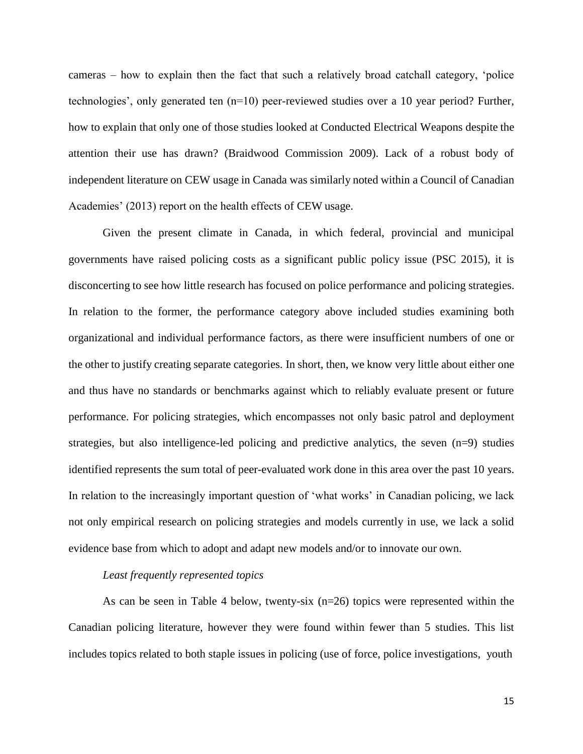cameras – how to explain then the fact that such a relatively broad catchall category, 'police technologies', only generated ten (n=10) peer-reviewed studies over a 10 year period? Further, how to explain that only one of those studies looked at Conducted Electrical Weapons despite the attention their use has drawn? (Braidwood Commission 2009). Lack of a robust body of independent literature on CEW usage in Canada was similarly noted within a Council of Canadian Academies' (2013) report on the health effects of CEW usage.

Given the present climate in Canada, in which federal, provincial and municipal governments have raised policing costs as a significant public policy issue (PSC 2015), it is disconcerting to see how little research has focused on police performance and policing strategies. In relation to the former, the performance category above included studies examining both organizational and individual performance factors, as there were insufficient numbers of one or the other to justify creating separate categories. In short, then, we know very little about either one and thus have no standards or benchmarks against which to reliably evaluate present or future performance. For policing strategies, which encompasses not only basic patrol and deployment strategies, but also intelligence-led policing and predictive analytics, the seven (n=9) studies identified represents the sum total of peer-evaluated work done in this area over the past 10 years. In relation to the increasingly important question of 'what works' in Canadian policing, we lack not only empirical research on policing strategies and models currently in use, we lack a solid evidence base from which to adopt and adapt new models and/or to innovate our own.

*Least frequently represented topics*

As can be seen in Table 4 below, twenty-six (n=26) topics were represented within the Canadian policing literature, however they were found within fewer than 5 studies. This list includes topics related to both staple issues in policing (use of force, police investigations, youth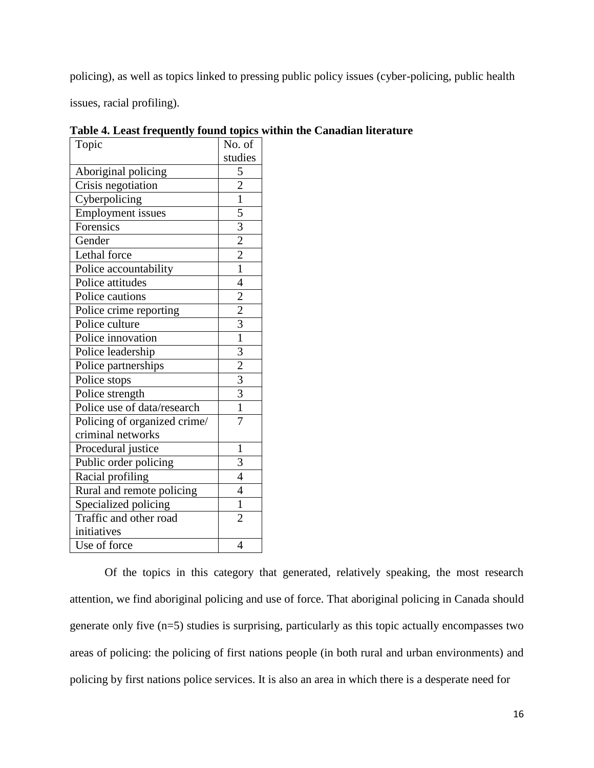policing), as well as topics linked to pressing public policy issues (cyber-policing, public health issues, racial profiling).

**Table 4. Least frequently found topics within the Canadian literature**

| Topic | No. of studies |
|---|---|
| Aboriginal policing | 5 |
| Crisis negotiation | 2 |
| Cyberpolicing | 1 |
| Employment issues | 5 |
| Forensics | 3 |
| Gender | 2 |
| Lethal force | 2 |
| Police accountability | 1 |
| Police attitudes | 4 |
| Police cautions | 2 |
| Police crime reporting | 2 |
| Police culture | 3 |
| Police innovation | 1 |
| Police leadership | 3 |
| Police partnerships | 2 |
| Police stops | 3 |
| Police strength | 3 |
| Police use of data/research | 1 |
| Policing of organized crime/ criminal networks | 7 |
| Procedural justice | 1 |
| Public order policing | 3 |
| Racial profiling | 4 |
| Rural and remote policing | 4 |
| Specialized policing | 1 |
| Traffic and other road initiatives | 2 |
| Use of force | 4 |

Of the topics in this category that generated, relatively speaking, the most research attention, we find aboriginal policing and use of force. That aboriginal policing in Canada should generate only five (n=5) studies is surprising, particularly as this topic actually encompasses two areas of policing: the policing of first nations people (in both rural and urban environments) and policing by first nations police services. It is also an area in which there is a desperate need for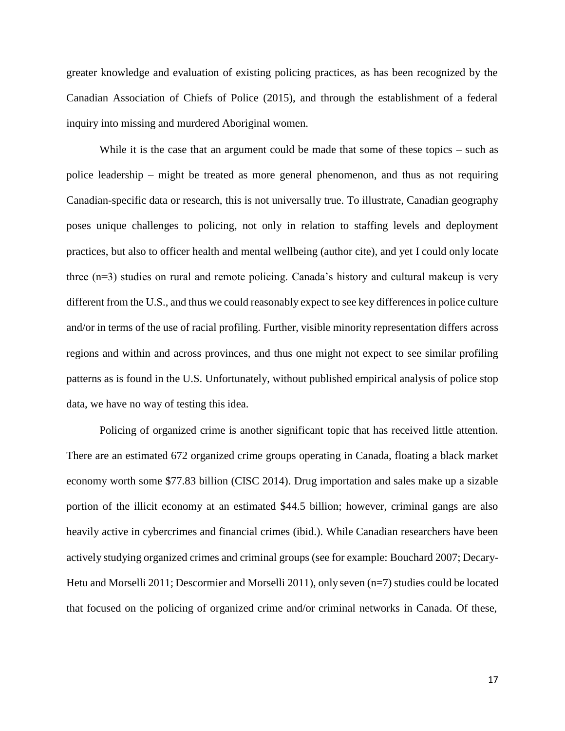greater knowledge and evaluation of existing policing practices, as has been recognized by the Canadian Association of Chiefs of Police (2015), and through the establishment of a federal inquiry into missing and murdered Aboriginal women.

While it is the case that an argument could be made that some of these topics – such as police leadership – might be treated as more general phenomenon, and thus as not requiring Canadian-specific data or research, this is not universally true. To illustrate, Canadian geography poses unique challenges to policing, not only in relation to staffing levels and deployment practices, but also to officer health and mental wellbeing (author cite), and yet I could only locate three (n=3) studies on rural and remote policing. Canada's history and cultural makeup is very different from the U.S., and thus we could reasonably expect to see key differences in police culture and/or in terms of the use of racial profiling. Further, visible minority representation differs across regions and within and across provinces, and thus one might not expect to see similar profiling patterns as is found in the U.S. Unfortunately, without published empirical analysis of police stop data, we have no way of testing this idea.

Policing of organized crime is another significant topic that has received little attention. There are an estimated 672 organized crime groups operating in Canada, floating a black market economy worth some $77.83 billion (CISC 2014). Drug importation and sales make up a sizable portion of the illicit economy at an estimated $44.5 billion; however, criminal gangs are also heavily active in cybercrimes and financial crimes (ibid.). While Canadian researchers have been actively studying organized crimes and criminal groups (see for example: Bouchard 2007; Decary-Hetu and Morselli 2011; Descormier and Morselli 2011), only seven (n=7) studies could be located that focused on the policing of organized crime and/or criminal networks in Canada. Of these,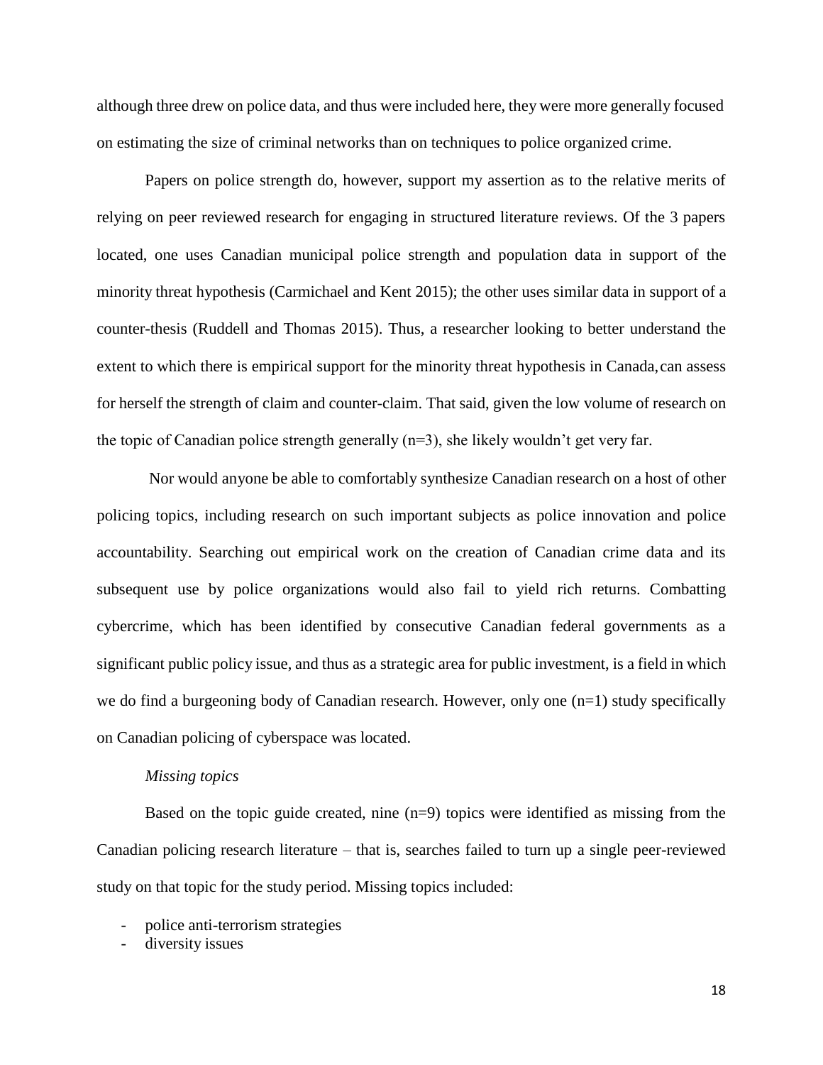although three drew on police data, and thus were included here, they were more generally focused on estimating the size of criminal networks than on techniques to police organized crime.

Papers on police strength do, however, support my assertion as to the relative merits of relying on peer reviewed research for engaging in structured literature reviews. Of the 3 papers located, one uses Canadian municipal police strength and population data in support of the minority threat hypothesis (Carmichael and Kent 2015); the other uses similar data in support of a counter-thesis (Ruddell and Thomas 2015). Thus, a researcher looking to better understand the extent to which there is empirical support for the minority threat hypothesis in Canada, can assess for herself the strength of claim and counter-claim. That said, given the low volume of research on the topic of Canadian police strength generally (n=3), she likely wouldn't get very far.

Nor would anyone be able to comfortably synthesize Canadian research on a host of other policing topics, including research on such important subjects as police innovation and police accountability. Searching out empirical work on the creation of Canadian crime data and its subsequent use by police organizations would also fail to yield rich returns. Combatting cybercrime, which has been identified by consecutive Canadian federal governments as a significant public policy issue, and thus as a strategic area for public investment, is a field in which we do find a burgeoning body of Canadian research. However, only one (n=1) study specifically on Canadian policing of cyberspace was located.

*Missing topics*

Based on the topic guide created, nine (n=9) topics were identified as missing from the Canadian policing research literature – that is, searches failed to turn up a single peer-reviewed study on that topic for the study period. Missing topics included:

- police anti-terrorism strategies
- diversity issues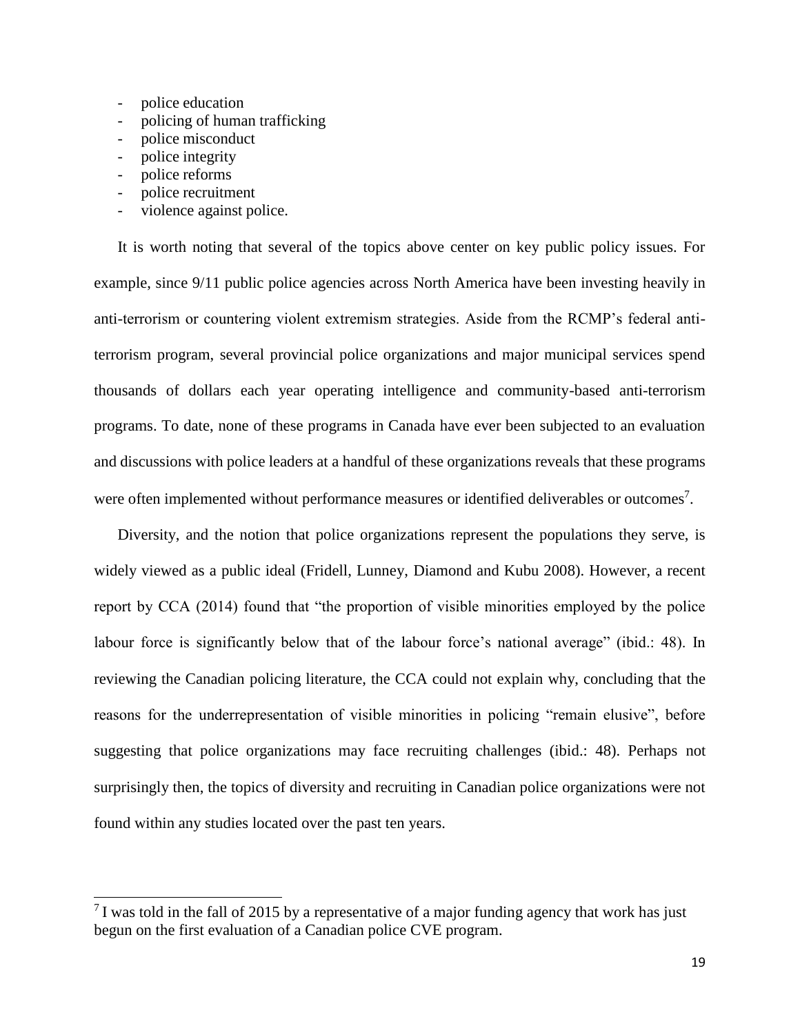- police education
- policing of human trafficking
- police misconduct
- police integrity
- police reforms
- police recruitment
- violence against police.

It is worth noting that several of the topics above center on key public policy issues. For example, since 9/11 public police agencies across North America have been investing heavily in anti-terrorism or countering violent extremism strategies. Aside from the RCMP's federal anti-terrorism program, several provincial police organizations and major municipal services spend thousands of dollars each year operating intelligence and community-based anti-terrorism programs. To date, none of these programs in Canada have ever been subjected to an evaluation and discussions with police leaders at a handful of these organizations reveals that these programs were often implemented without performance measures or identified deliverables or outcomes[7].

Diversity, and the notion that police organizations represent the populations they serve, is widely viewed as a public ideal (Fridell, Lunney, Diamond and Kubu 2008). However, a recent report by CCA (2014) found that "the proportion of visible minorities employed by the police labour force is significantly below that of the labour force's national average" (ibid.: 48). In reviewing the Canadian policing literature, the CCA could not explain why, concluding that the reasons for the underrepresentation of visible minorities in policing "remain elusive", before suggesting that police organizations may face recruiting challenges (ibid.: 48). Perhaps not surprisingly then, the topics of diversity and recruiting in Canadian police organizations were not found within any studies located over the past ten years.

[7] I was told in the fall of 2015 by a representative of a major funding agency that work has just begun on the first evaluation of a Canadian police CVE program.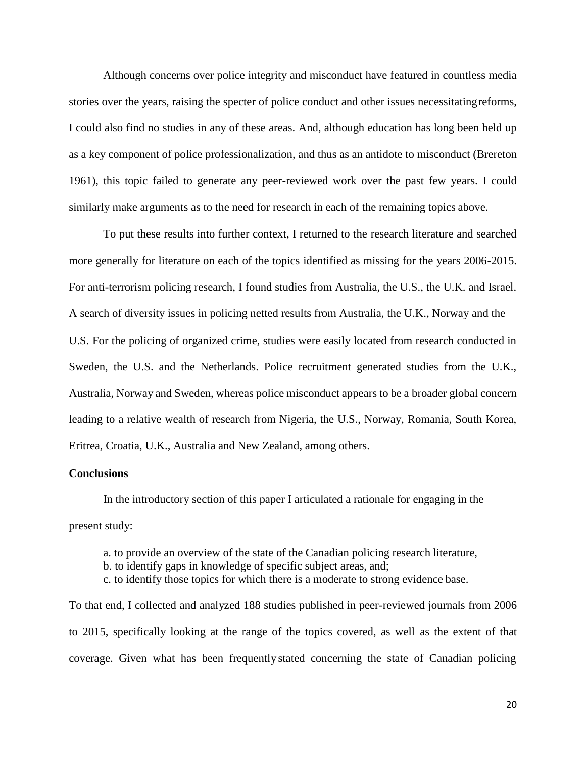Although concerns over police integrity and misconduct have featured in countless media stories over the years, raising the specter of police conduct and other issues necessitating reforms, I could also find no studies in any of these areas. And, although education has long been held up as a key component of police professionalization, and thus as an antidote to misconduct (Brereton 1961), this topic failed to generate any peer-reviewed work over the past few years. I could similarly make arguments as to the need for research in each of the remaining topics above.

To put these results into further context, I returned to the research literature and searched more generally for literature on each of the topics identified as missing for the years 2006-2015. For anti-terrorism policing research, I found studies from Australia, the U.S., the U.K. and Israel. A search of diversity issues in policing netted results from Australia, the U.K., Norway and the U.S. For the policing of organized crime, studies were easily located from research conducted in Sweden, the U.S. and the Netherlands. Police recruitment generated studies from the U.K., Australia, Norway and Sweden, whereas police misconduct appears to be a broader global concern leading to a relative wealth of research from Nigeria, the U.S., Norway, Romania, South Korea, Eritrea, Croatia, U.K., Australia and New Zealand, among others.

**Conclusions**

In the introductory section of this paper I articulated a rationale for engaging in the present study:

a. to provide an overview of the state of the Canadian policing research literature,
b. to identify gaps in knowledge of specific subject areas, and;
c. to identify those topics for which there is a moderate to strong evidence base.

To that end, I collected and analyzed 188 studies published in peer-reviewed journals from 2006 to 2015, specifically looking at the range of the topics covered, as well as the extent of that coverage. Given what has been frequently stated concerning the state of Canadian policing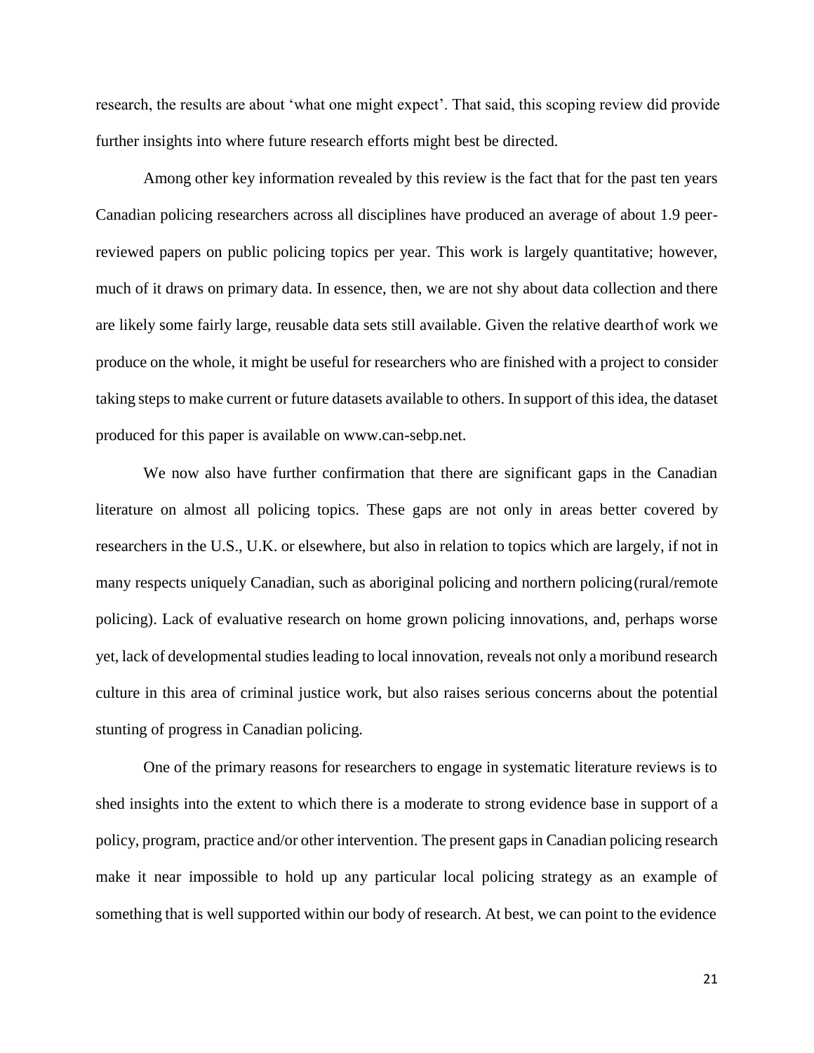research, the results are about 'what one might expect'. That said, this scoping review did provide further insights into where future research efforts might best be directed.

Among other key information revealed by this review is the fact that for the past ten years Canadian policing researchers across all disciplines have produced an average of about 1.9 peer-reviewed papers on public policing topics per year. This work is largely quantitative; however, much of it draws on primary data. In essence, then, we are not shy about data collection and there are likely some fairly large, reusable data sets still available. Given the relative dearth of work we produce on the whole, it might be useful for researchers who are finished with a project to consider taking steps to make current or future datasets available to others. In support of this idea, the dataset produced for this paper is available on www.can-sebp.net.

We now also have further confirmation that there are significant gaps in the Canadian literature on almost all policing topics. These gaps are not only in areas better covered by researchers in the U.S., U.K. or elsewhere, but also in relation to topics which are largely, if not in many respects uniquely Canadian, such as aboriginal policing and northern policing (rural/remote policing). Lack of evaluative research on home grown policing innovations, and, perhaps worse yet, lack of developmental studies leading to local innovation, reveals not only a moribund research culture in this area of criminal justice work, but also raises serious concerns about the potential stunting of progress in Canadian policing.

One of the primary reasons for researchers to engage in systematic literature reviews is to shed insights into the extent to which there is a moderate to strong evidence base in support of a policy, program, practice and/or other intervention. The present gaps in Canadian policing research make it near impossible to hold up any particular local policing strategy as an example of something that is well supported within our body of research. At best, we can point to the evidence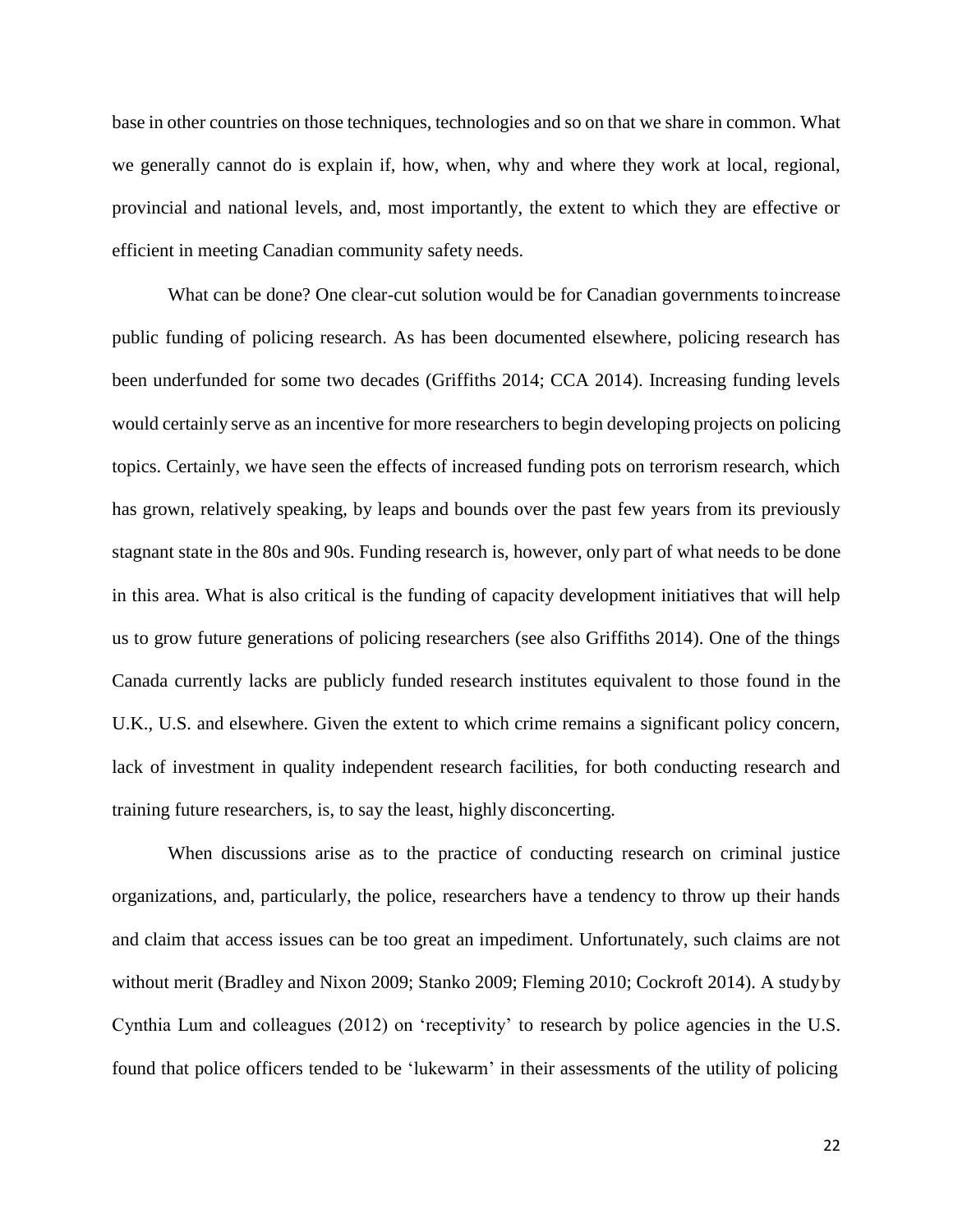base in other countries on those techniques, technologies and so on that we share in common. What we generally cannot do is explain if, how, when, why and where they work at local, regional, provincial and national levels, and, most importantly, the extent to which they are effective or efficient in meeting Canadian community safety needs.

What can be done? One clear-cut solution would be for Canadian governments to increase public funding of policing research. As has been documented elsewhere, policing research has been underfunded for some two decades (Griffiths 2014; CCA 2014). Increasing funding levels would certainly serve as an incentive for more researchers to begin developing projects on policing topics. Certainly, we have seen the effects of increased funding pots on terrorism research, which has grown, relatively speaking, by leaps and bounds over the past few years from its previously stagnant state in the 80s and 90s. Funding research is, however, only part of what needs to be done in this area. What is also critical is the funding of capacity development initiatives that will help us to grow future generations of policing researchers (see also Griffiths 2014). One of the things Canada currently lacks are publicly funded research institutes equivalent to those found in the U.K., U.S. and elsewhere. Given the extent to which crime remains a significant policy concern, lack of investment in quality independent research facilities, for both conducting research and training future researchers, is, to say the least, highly disconcerting.

When discussions arise as to the practice of conducting research on criminal justice organizations, and, particularly, the police, researchers have a tendency to throw up their hands and claim that access issues can be too great an impediment. Unfortunately, such claims are not without merit (Bradley and Nixon 2009; Stanko 2009; Fleming 2010; Cockroft 2014). A study by Cynthia Lum and colleagues (2012) on 'receptivity' to research by police agencies in the U.S. found that police officers tended to be 'lukewarm' in their assessments of the utility of policing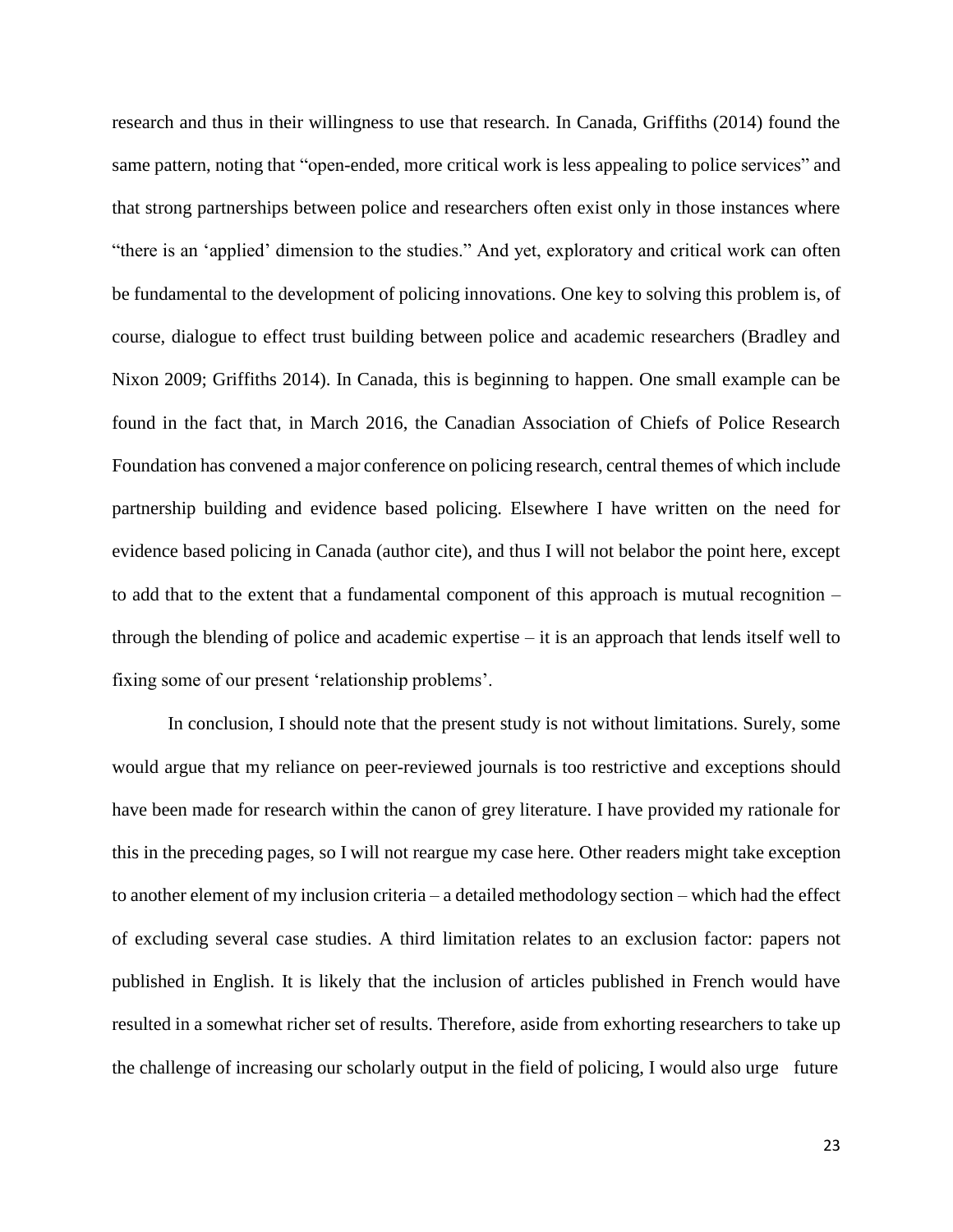research and thus in their willingness to use that research. In Canada, Griffiths (2014) found the same pattern, noting that "open-ended, more critical work is less appealing to police services" and that strong partnerships between police and researchers often exist only in those instances where "there is an 'applied' dimension to the studies." And yet, exploratory and critical work can often be fundamental to the development of policing innovations. One key to solving this problem is, of course, dialogue to effect trust building between police and academic researchers (Bradley and Nixon 2009; Griffiths 2014). In Canada, this is beginning to happen. One small example can be found in the fact that, in March 2016, the Canadian Association of Chiefs of Police Research Foundation has convened a major conference on policing research, central themes of which include partnership building and evidence based policing. Elsewhere I have written on the need for evidence based policing in Canada (author cite), and thus I will not belabor the point here, except to add that to the extent that a fundamental component of this approach is mutual recognition – through the blending of police and academic expertise – it is an approach that lends itself well to fixing some of our present 'relationship problems'.

In conclusion, I should note that the present study is not without limitations. Surely, some would argue that my reliance on peer-reviewed journals is too restrictive and exceptions should have been made for research within the canon of grey literature. I have provided my rationale for this in the preceding pages, so I will not reargue my case here. Other readers might take exception to another element of my inclusion criteria – a detailed methodology section – which had the effect of excluding several case studies. A third limitation relates to an exclusion factor: papers not published in English. It is likely that the inclusion of articles published in French would have resulted in a somewhat richer set of results. Therefore, aside from exhorting researchers to take up the challenge of increasing our scholarly output in the field of policing, I would also urge future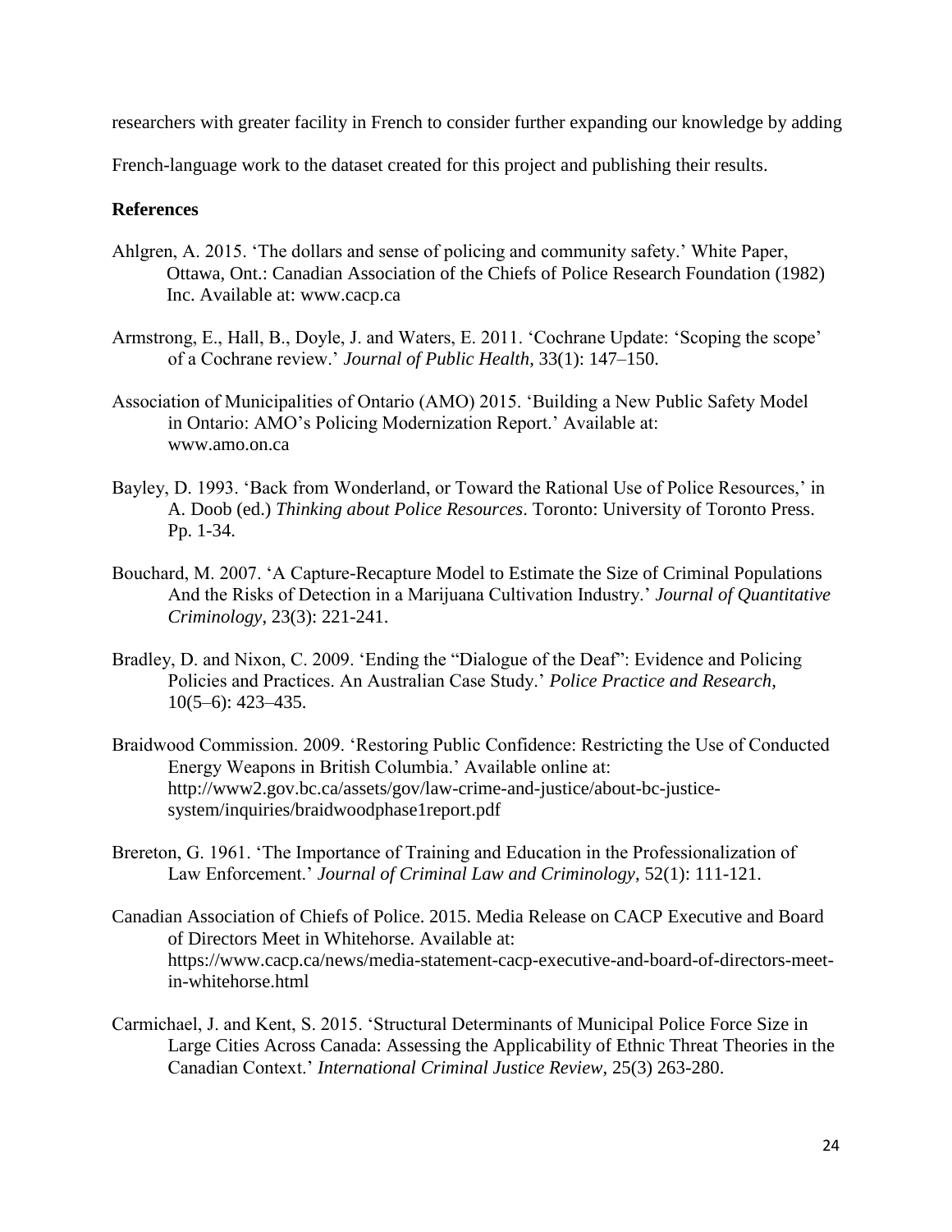researchers with greater facility in French to consider further expanding our knowledge by adding French-language work to the dataset created for this project and publishing their results.

**References**

Ahlgren, A. 2015. 'The dollars and sense of policing and community safety.' White Paper, Ottawa, Ont.: Canadian Association of the Chiefs of Police Research Foundation (1982) Inc. Available at: www.cacp.ca

Armstrong, E., Hall, B., Doyle, J. and Waters, E. 2011. 'Cochrane Update: 'Scoping the scope' of a Cochrane review.' *Journal of Public Health*, 33(1): 147–150.

Association of Municipalities of Ontario (AMO) 2015. 'Building a New Public Safety Model in Ontario: AMO's Policing Modernization Report.' Available at: www.amo.on.ca

Bayley, D. 1993. 'Back from Wonderland, or Toward the Rational Use of Police Resources,' in A. Doob (ed.) *Thinking about Police Resources*. Toronto: University of Toronto Press. Pp. 1-34.

Bouchard, M. 2007. 'A Capture-Recapture Model to Estimate the Size of Criminal Populations And the Risks of Detection in a Marijuana Cultivation Industry.' *Journal of Quantitative Criminology*, 23(3): 221-241.

Bradley, D. and Nixon, C. 2009. 'Ending the "Dialogue of the Deaf": Evidence and Policing Policies and Practices. An Australian Case Study.' *Police Practice and Research,* 10(5–6): 423–435.

Braidwood Commission. 2009. 'Restoring Public Confidence: Restricting the Use of Conducted Energy Weapons in British Columbia.' Available online at: http://www2.gov.bc.ca/assets/gov/law-crime-and-justice/about-bc-justice-system/inquiries/braidwoodphase1report.pdf

Brereton, G. 1961. 'The Importance of Training and Education in the Professionalization of Law Enforcement.' *Journal of Criminal Law and Criminology*, 52(1): 111-121.

Canadian Association of Chiefs of Police. 2015. Media Release on CACP Executive and Board of Directors Meet in Whitehorse. Available at: https://www.cacp.ca/news/media-statement-cacp-executive-and-board-of-directors-meet-in-whitehorse.html

Carmichael, J. and Kent, S. 2015. 'Structural Determinants of Municipal Police Force Size in Large Cities Across Canada: Assessing the Applicability of Ethnic Threat Theories in the Canadian Context.' *International Criminal Justice Review*, 25(3) 263-280.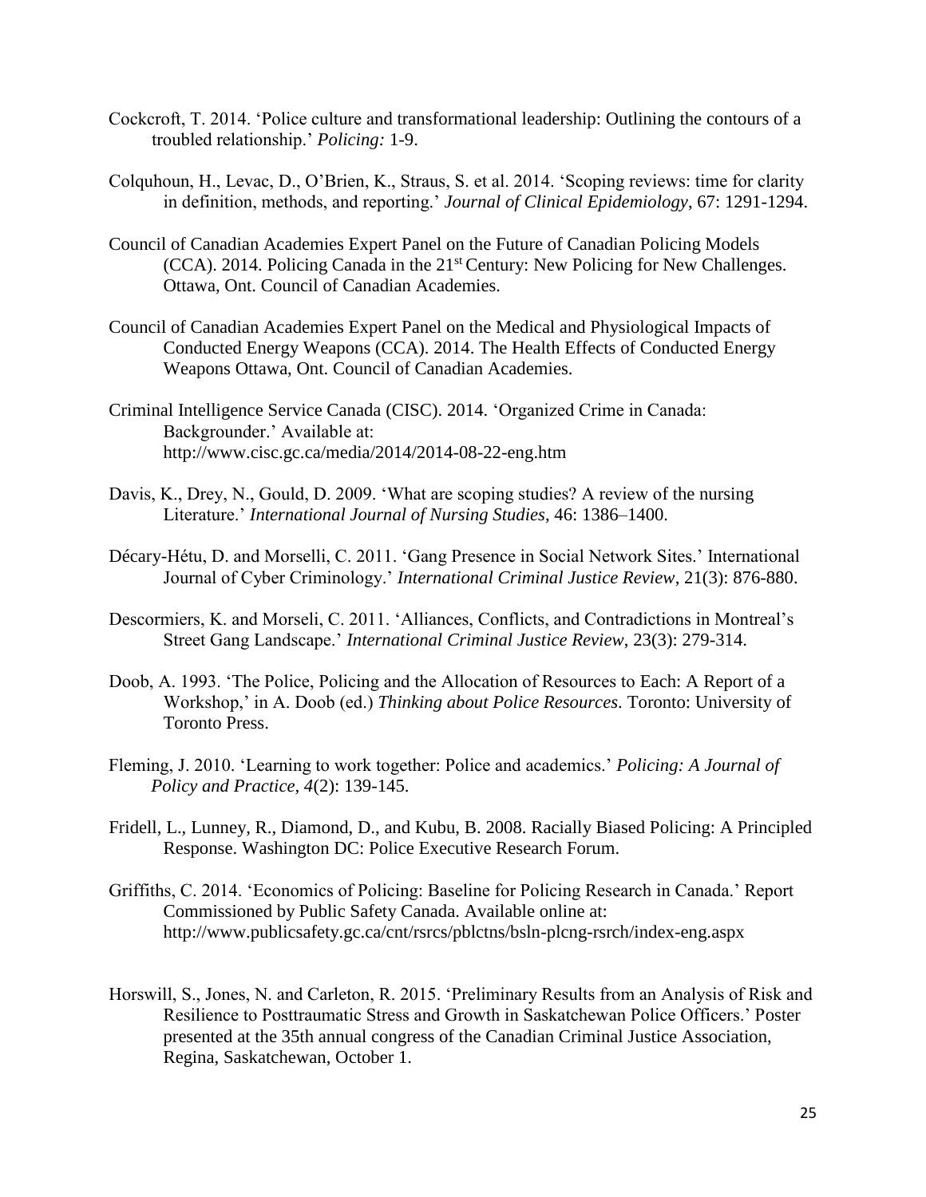Cockcroft, T. 2014. 'Police culture and transformational leadership: Outlining the contours of a troubled relationship.' *Policing:* 1-9.

Colquhoun, H., Levac, D., O'Brien, K., Straus, S. et al. 2014. 'Scoping reviews: time for clarity in definition, methods, and reporting.' *Journal of Clinical Epidemiology*, 67: 1291-1294.

Council of Canadian Academies Expert Panel on the Future of Canadian Policing Models (CCA). 2014. Policing Canada in the 21st Century: New Policing for New Challenges. Ottawa, Ont. Council of Canadian Academies.

Council of Canadian Academies Expert Panel on the Medical and Physiological Impacts of Conducted Energy Weapons (CCA). 2014. The Health Effects of Conducted Energy Weapons Ottawa, Ont. Council of Canadian Academies.

Criminal Intelligence Service Canada (CISC). 2014. 'Organized Crime in Canada: Backgrounder.' Available at: http://www.cisc.gc.ca/media/2014/2014-08-22-eng.htm

Davis, K., Drey, N., Gould, D. 2009. 'What are scoping studies? A review of the nursing Literature.' *International Journal of Nursing Studies*, 46: 1386–1400.

Décary-Hétu, D. and Morselli, C. 2011. 'Gang Presence in Social Network Sites.' International Journal of Cyber Criminology.' *International Criminal Justice Review*, 21(3): 876-880.

Descormiers, K. and Morseli, C. 2011. 'Alliances, Conflicts, and Contradictions in Montreal's Street Gang Landscape.' *International Criminal Justice Review*, 23(3): 279-314.

Doob, A. 1993. 'The Police, Policing and the Allocation of Resources to Each: A Report of a Workshop,' in A. Doob (ed.) *Thinking about Police Resources*. Toronto: University of Toronto Press.

Fleming, J. 2010. 'Learning to work together: Police and academics.' *Policing: A Journal of Policy and Practice, 4*(2): 139-145.

Fridell, L., Lunney, R., Diamond, D., and Kubu, B. 2008. Racially Biased Policing: A Principled Response. Washington DC: Police Executive Research Forum.

Griffiths, C. 2014. 'Economics of Policing: Baseline for Policing Research in Canada.' Report Commissioned by Public Safety Canada. Available online at: http://www.publicsafety.gc.ca/cnt/rsrcs/pblctns/bsln-plcng-rsrch/index-eng.aspx

Horswill, S., Jones, N. and Carleton, R. 2015. 'Preliminary Results from an Analysis of Risk and Resilience to Posttraumatic Stress and Growth in Saskatchewan Police Officers.' Poster presented at the 35th annual congress of the Canadian Criminal Justice Association, Regina, Saskatchewan, October 1.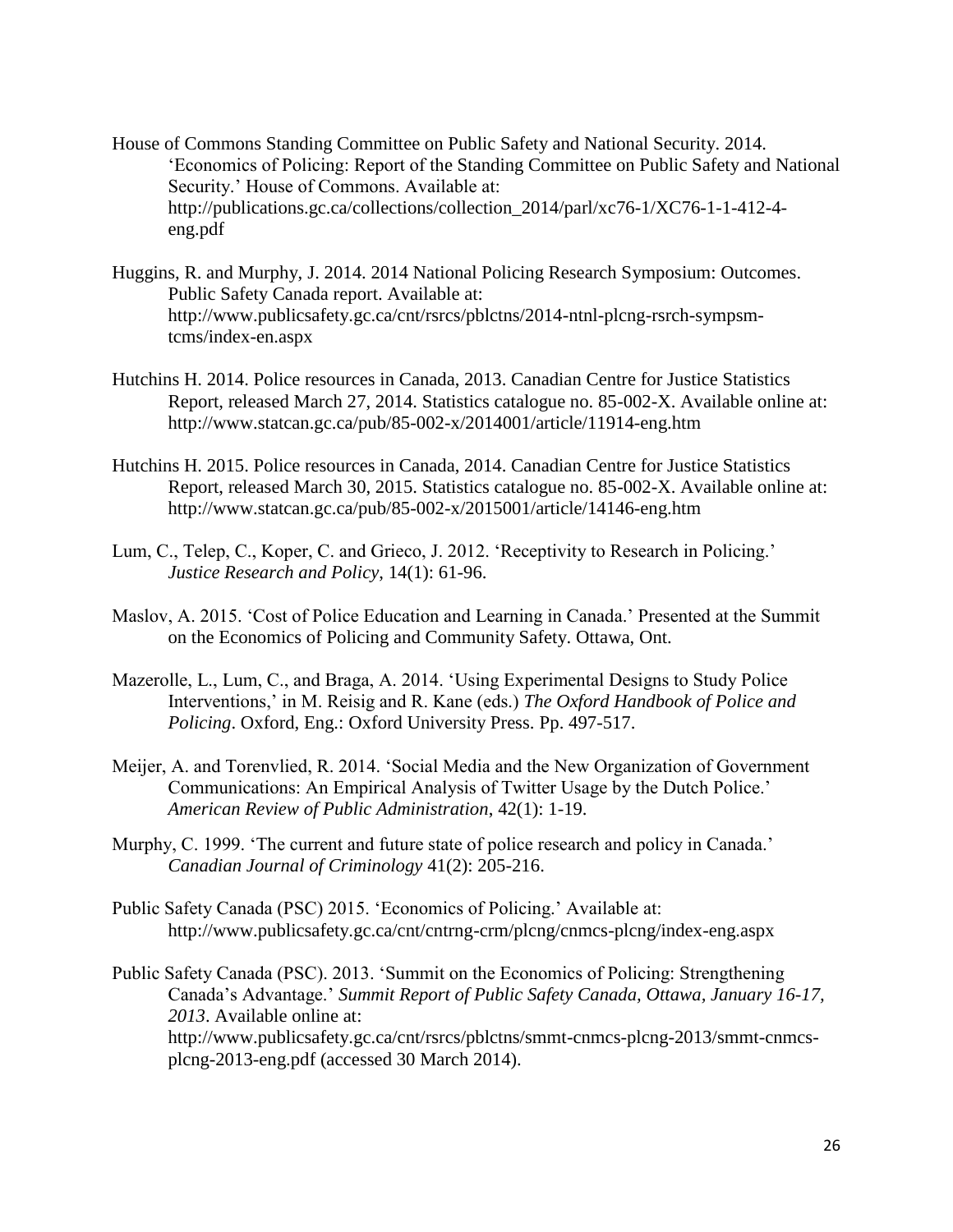House of Commons Standing Committee on Public Safety and National Security. 2014. 'Economics of Policing: Report of the Standing Committee on Public Safety and National Security.' House of Commons. Available at: http://publications.gc.ca/collections/collection_2014/parl/xc76-1/XC76-1-1-412-4-eng.pdf

Huggins, R. and Murphy, J. 2014. 2014 National Policing Research Symposium: Outcomes. Public Safety Canada report. Available at: http://www.publicsafety.gc.ca/cnt/rsrcs/pblctns/2014-ntnl-plcng-rsrch-sympsm-tcms/index-en.aspx

Hutchins H. 2014. Police resources in Canada, 2013. Canadian Centre for Justice Statistics Report, released March 27, 2014. Statistics catalogue no. 85-002-X. Available online at: http://www.statcan.gc.ca/pub/85-002-x/2014001/article/11914-eng.htm

Hutchins H. 2015. Police resources in Canada, 2014. Canadian Centre for Justice Statistics Report, released March 30, 2015. Statistics catalogue no. 85-002-X. Available online at: http://www.statcan.gc.ca/pub/85-002-x/2015001/article/14146-eng.htm

Lum, C., Telep, C., Koper, C. and Grieco, J. 2012. 'Receptivity to Research in Policing.' *Justice Research and Policy*, 14(1): 61-96.

Maslov, A. 2015. 'Cost of Police Education and Learning in Canada.' Presented at the Summit on the Economics of Policing and Community Safety. Ottawa, Ont.

Mazerolle, L., Lum, C., and Braga, A. 2014. 'Using Experimental Designs to Study Police Interventions,' in M. Reisig and R. Kane (eds.) *The Oxford Handbook of Police and Policing*. Oxford, Eng.: Oxford University Press. Pp. 497-517.

Meijer, A. and Torenvlied, R. 2014. 'Social Media and the New Organization of Government Communications: An Empirical Analysis of Twitter Usage by the Dutch Police.' *American Review of Public Administration*, 42(1): 1-19.

Murphy, C. 1999. 'The current and future state of police research and policy in Canada.' *Canadian Journal of Criminology* 41(2): 205-216.

Public Safety Canada (PSC) 2015. 'Economics of Policing.' Available at: http://www.publicsafety.gc.ca/cnt/cntrng-crm/plcng/cnmcs-plcng/index-eng.aspx

Public Safety Canada (PSC). 2013. 'Summit on the Economics of Policing: Strengthening Canada's Advantage.' *Summit Report of Public Safety Canada, Ottawa, January 16-17, 2013*. Available online at: http://www.publicsafety.gc.ca/cnt/rsrcs/pblctns/smmt-cnmcs-plcng-2013/smmt-cnmcs-plcng-2013-eng.pdf (accessed 30 March 2014).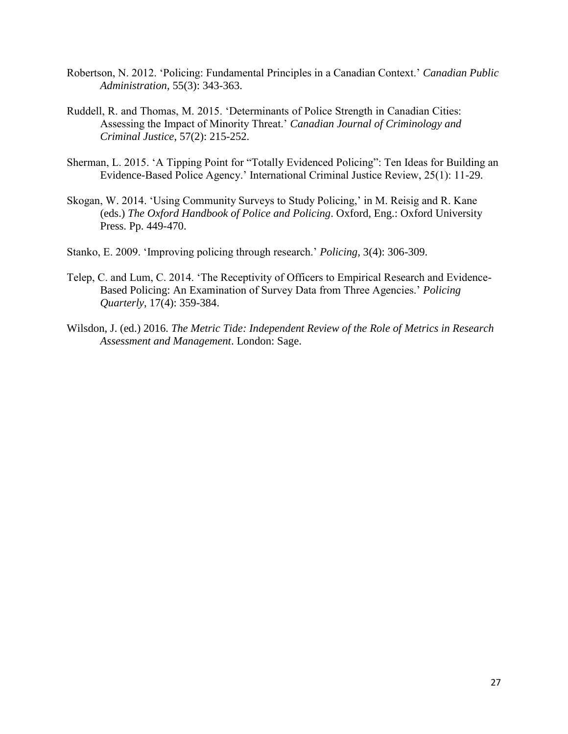Robertson, N. 2012. 'Policing: Fundamental Principles in a Canadian Context.' *Canadian Public Administration*, 55(3): 343-363.

Ruddell, R. and Thomas, M. 2015. 'Determinants of Police Strength in Canadian Cities: Assessing the Impact of Minority Threat.' *Canadian Journal of Criminology and Criminal Justice*, 57(2): 215-252.

Sherman, L. 2015. 'A Tipping Point for "Totally Evidenced Policing": Ten Ideas for Building an Evidence-Based Police Agency.' International Criminal Justice Review, 25(1): 11-29.

Skogan, W. 2014. 'Using Community Surveys to Study Policing,' in M. Reisig and R. Kane (eds.) *The Oxford Handbook of Police and Policing*. Oxford, Eng.: Oxford University Press. Pp. 449-470.

Stanko, E. 2009. 'Improving policing through research.' *Policing*, 3(4): 306-309.

Telep, C. and Lum, C. 2014. 'The Receptivity of Officers to Empirical Research and Evidence-Based Policing: An Examination of Survey Data from Three Agencies.' *Policing Quarterly*, 17(4): 359-384.

Wilsdon, J. (ed.) 2016. *The Metric Tide: Independent Review of the Role of Metrics in Research Assessment and Management*. London: Sage.